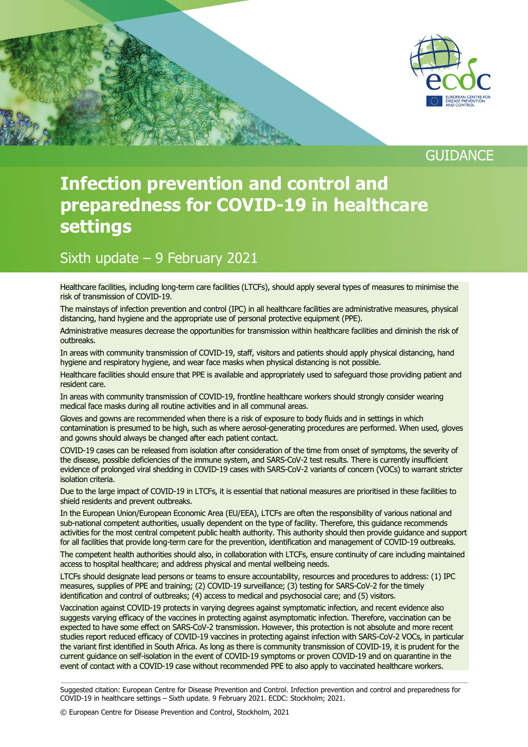GUIDANCE

# Infection prevention and control and preparedness for COVID-19 in healthcare settings

## Sixth update – 9 February 2021

Healthcare facilities, including long-term care facilities (LTCFs), should apply several types of measures to minimise the risk of transmission of COVID-19.

The mainstays of infection prevention and control (IPC) in all healthcare facilities are administrative measures, physical distancing, hand hygiene and the appropriate use of personal protective equipment (PPE).

Administrative measures decrease the opportunities for transmission within healthcare facilities and diminish the risk of outbreaks.

In areas with community transmission of COVID-19, staff, visitors and patients should apply physical distancing, hand hygiene and respiratory hygiene, and wear face masks when physical distancing is not possible.

Healthcare facilities should ensure that PPE is available and appropriately used to safeguard those providing patient and resident care.

In areas with community transmission of COVID-19, frontline healthcare workers should strongly consider wearing medical face masks during all routine activities and in all communal areas.

Gloves and gowns are recommended when there is a risk of exposure to body fluids and in settings in which contamination is presumed to be high, such as where aerosol-generating procedures are performed. When used, gloves and gowns should always be changed after each patient contact.

COVID-19 cases can be released from isolation after consideration of the time from onset of symptoms, the severity of the disease, possible deficiencies of the immune system, and SARS-CoV-2 test results. There is currently insufficient evidence of prolonged viral shedding in COVID-19 cases with SARS-CoV-2 variants of concern (VOCs) to warrant stricter isolation criteria.

Due to the large impact of COVID-19 in LTCFs, it is essential that national measures are prioritised in these facilities to shield residents and prevent outbreaks.

In the European Union/European Economic Area (EU/EEA), LTCFs are often the responsibility of various national and sub-national competent authorities, usually dependent on the type of facility. Therefore, this guidance recommends activities for the most central competent public health authority. This authority should then provide guidance and support for all facilities that provide long-term care for the prevention, identification and management of COVID-19 outbreaks.

The competent health authorities should also, in collaboration with LTCFs, ensure continuity of care including maintained access to hospital healthcare; and address physical and mental wellbeing needs.

LTCFs should designate lead persons or teams to ensure accountability, resources and procedures to address: (1) IPC measures, supplies of PPE and training; (2) COVID-19 surveillance; (3) testing for SARS-CoV-2 for the timely identification and control of outbreaks; (4) access to medical and psychosocial care; and (5) visitors.

Vaccination against COVID-19 protects in varying degrees against symptomatic infection, and recent evidence also suggests varying efficacy of the vaccines in protecting against asymptomatic infection. Therefore, vaccination can be expected to have some effect on SARS-CoV-2 transmission. However, this protection is not absolute and more recent studies report reduced efficacy of COVID-19 vaccines in protecting against infection with SARS-CoV-2 VOCs, in particular the variant first identified in South Africa. As long as there is community transmission of COVID-19, it is prudent for the current guidance on self-isolation in the event of COVID-19 symptoms or proven COVID-19 and on quarantine in the event of contact with a COVID-19 case without recommended PPE to also apply to vaccinated healthcare workers.

Suggested citation: European Centre for Disease Prevention and Control. Infection prevention and control and preparedness for COVID-19 in healthcare settings – Sixth update. 9 February 2021. ECDC: Stockholm; 2021.

© European Centre for Disease Prevention and Control, Stockholm, 2021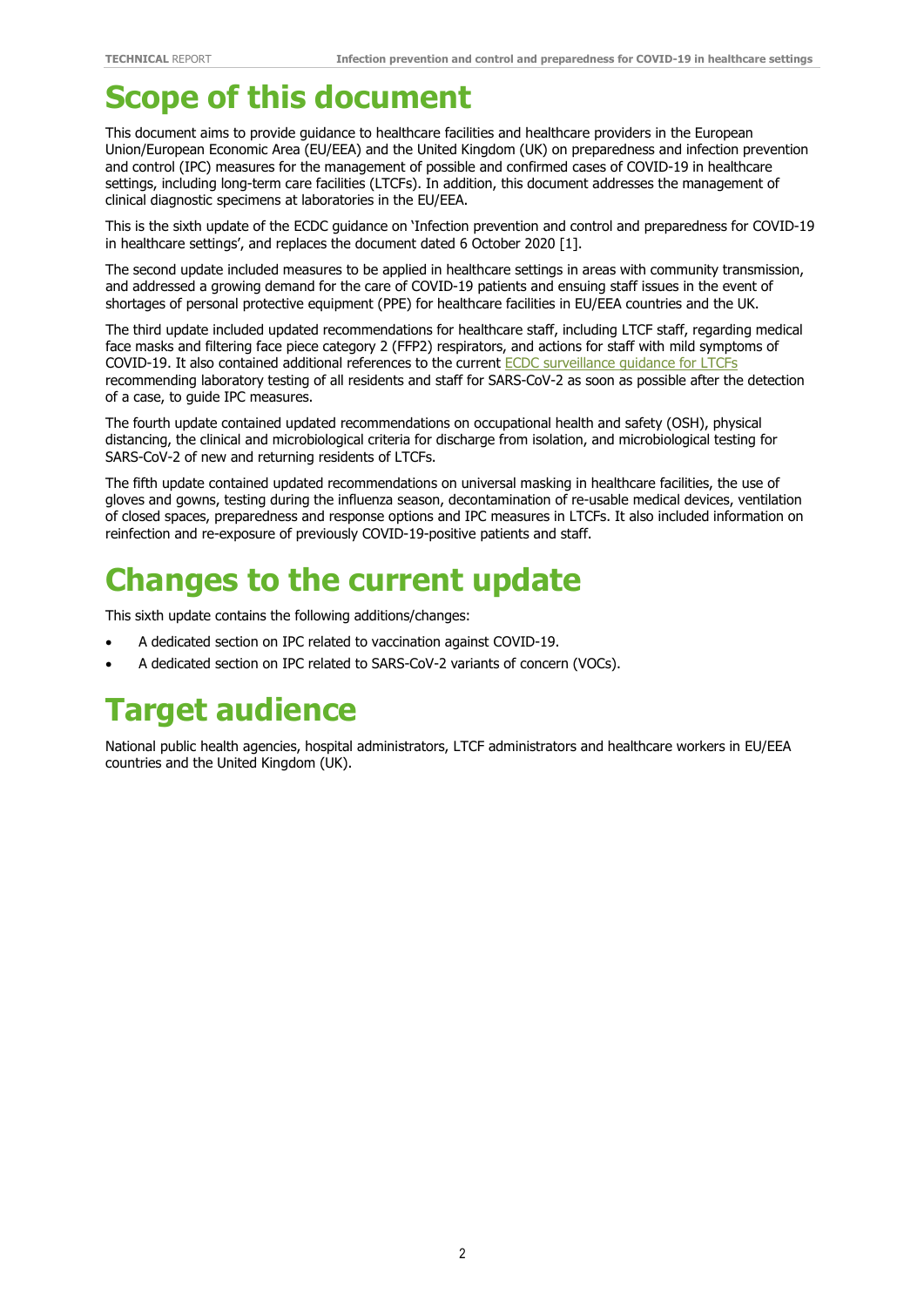# Scope of this document

This document aims to provide guidance to healthcare facilities and healthcare providers in the European Union/European Economic Area (EU/EEA) and the United Kingdom (UK) on preparedness and infection prevention and control (IPC) measures for the management of possible and confirmed cases of COVID-19 in healthcare settings, including long-term care facilities (LTCFs). In addition, this document addresses the management of clinical diagnostic specimens at laboratories in the EU/EEA.

This is the sixth update of the ECDC guidance on 'Infection prevention and control and preparedness for COVID-19 in healthcare settings', and replaces the document dated 6 October 2020 [1].

The second update included measures to be applied in healthcare settings in areas with community transmission, and addressed a growing demand for the care of COVID-19 patients and ensuing staff issues in the event of shortages of personal protective equipment (PPE) for healthcare facilities in EU/EEA countries and the UK.

The third update included updated recommendations for healthcare staff, including LTCF staff, regarding medical face masks and filtering face piece category 2 (FFP2) respirators, and actions for staff with mild symptoms of COVID-19. It also contained additional references to the current ECDC surveillance guidance for LTCFs recommending laboratory testing of all residents and staff for SARS-CoV-2 as soon as possible after the detection of a case, to guide IPC measures.

The fourth update contained updated recommendations on occupational health and safety (OSH), physical distancing, the clinical and microbiological criteria for discharge from isolation, and microbiological testing for SARS-CoV-2 of new and returning residents of LTCFs.

The fifth update contained updated recommendations on universal masking in healthcare facilities, the use of gloves and gowns, testing during the influenza season, decontamination of re-usable medical devices, ventilation of closed spaces, preparedness and response options and IPC measures in LTCFs. It also included information on reinfection and re-exposure of previously COVID-19-positive patients and staff.

# Changes to the current update

This sixth update contains the following additions/changes:

- A dedicated section on IPC related to vaccination against COVID-19.
- A dedicated section on IPC related to SARS-CoV-2 variants of concern (VOCs).

# Target audience

National public health agencies, hospital administrators, LTCF administrators and healthcare workers in EU/EEA countries and the United Kingdom (UK).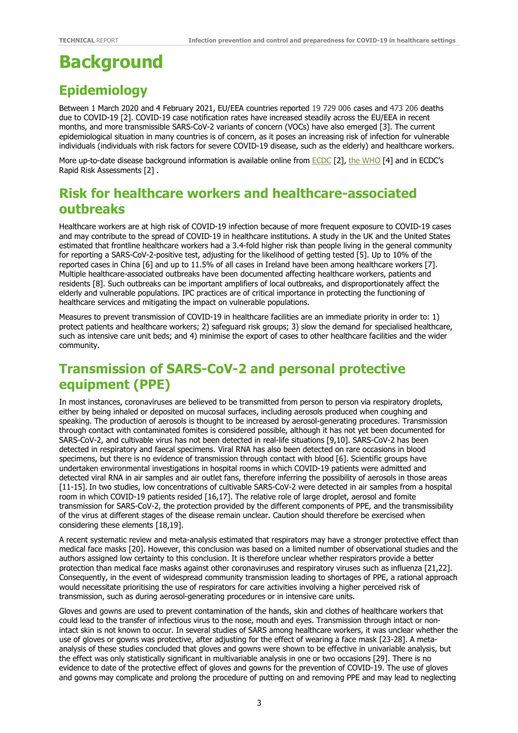# Background

## Epidemiology

Between 1 March 2020 and 4 February 2021, EU/EEA countries reported 19 729 006 cases and 473 206 deaths due to COVID-19 [2]. COVID-19 case notification rates have increased steadily across the EU/EEA in recent months, and more transmissible SARS-CoV-2 variants of concern (VOCs) have also emerged [3]. The current epidemiological situation in many countries is of concern, as it poses an increasing risk of infection for vulnerable individuals (individuals with risk factors for severe COVID-19 disease, such as the elderly) and healthcare workers.

More up-to-date disease background information is available online from ECDC [2], the WHO [4] and in ECDC's Rapid Risk Assessments [2] .

## Risk for healthcare workers and healthcare-associated outbreaks

Healthcare workers are at high risk of COVID-19 infection because of more frequent exposure to COVID-19 cases and may contribute to the spread of COVID-19 in healthcare institutions. A study in the UK and the United States estimated that frontline healthcare workers had a 3.4-fold higher risk than people living in the general community for reporting a SARS-CoV-2-positive test, adjusting for the likelihood of getting tested [5]. Up to 10% of the reported cases in China [6] and up to 11.5% of all cases in Ireland have been among healthcare workers [7]. Multiple healthcare-associated outbreaks have been documented affecting healthcare workers, patients and residents [8]. Such outbreaks can be important amplifiers of local outbreaks, and disproportionately affect the elderly and vulnerable populations. IPC practices are of critical importance in protecting the functioning of healthcare services and mitigating the impact on vulnerable populations.

Measures to prevent transmission of COVID-19 in healthcare facilities are an immediate priority in order to: 1) protect patients and healthcare workers; 2) safeguard risk groups; 3) slow the demand for specialised healthcare, such as intensive care unit beds; and 4) minimise the export of cases to other healthcare facilities and the wider community.

## Transmission of SARS-CoV-2 and personal protective equipment (PPE)

In most instances, coronaviruses are believed to be transmitted from person to person via respiratory droplets, either by being inhaled or deposited on mucosal surfaces, including aerosols produced when coughing and speaking. The production of aerosols is thought to be increased by aerosol-generating procedures. Transmission through contact with contaminated fomites is considered possible, although it has not yet been documented for SARS-CoV-2, and cultivable virus has not been detected in real-life situations [9,10]. SARS-CoV-2 has been detected in respiratory and faecal specimens. Viral RNA has also been detected on rare occasions in blood specimens, but there is no evidence of transmission through contact with blood [6]. Scientific groups have undertaken environmental investigations in hospital rooms in which COVID-19 patients were admitted and detected viral RNA in air samples and air outlet fans, therefore inferring the possibility of aerosols in those areas [11-15]. In two studies, low concentrations of cultivable SARS-CoV-2 were detected in air samples from a hospital room in which COVID-19 patients resided [16,17]. The relative role of large droplet, aerosol and fomite transmission for SARS-CoV-2, the protection provided by the different components of PPE, and the transmissibility of the virus at different stages of the disease remain unclear. Caution should therefore be exercised when considering these elements [18,19].

A recent systematic review and meta-analysis estimated that respirators may have a stronger protective effect than medical face masks [20]. However, this conclusion was based on a limited number of observational studies and the authors assigned low certainty to this conclusion. It is therefore unclear whether respirators provide a better protection than medical face masks against other coronaviruses and respiratory viruses such as influenza [21,22]. Consequently, in the event of widespread community transmission leading to shortages of PPE, a rational approach would necessitate prioritising the use of respirators for care activities involving a higher perceived risk of transmission, such as during aerosol-generating procedures or in intensive care units.

Gloves and gowns are used to prevent contamination of the hands, skin and clothes of healthcare workers that could lead to the transfer of infectious virus to the nose, mouth and eyes. Transmission through intact or non-intact skin is not known to occur. In several studies of SARS among healthcare workers, it was unclear whether the use of gloves or gowns was protective, after adjusting for the effect of wearing a face mask [23-28]. A meta-analysis of these studies concluded that gloves and gowns were shown to be effective in univariable analysis, but the effect was only statistically significant in multivariable analysis in one or two occasions [29]. There is no evidence to date of the protective effect of gloves and gowns for the prevention of COVID-19. The use of gloves and gowns may complicate and prolong the procedure of putting on and removing PPE and may lead to neglecting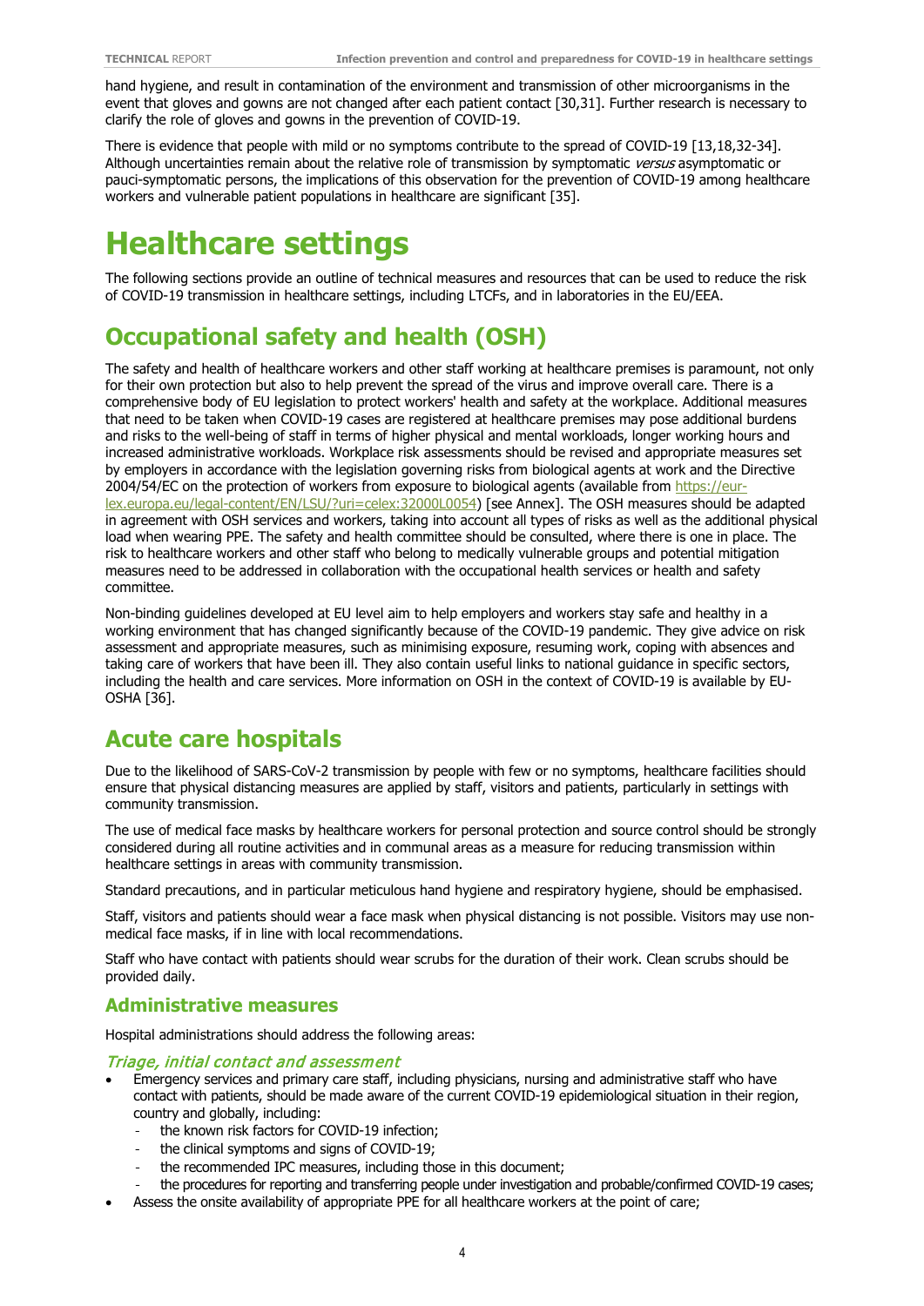hand hygiene, and result in contamination of the environment and transmission of other microorganisms in the event that gloves and gowns are not changed after each patient contact [30,31]. Further research is necessary to clarify the role of gloves and gowns in the prevention of COVID-19.

There is evidence that people with mild or no symptoms contribute to the spread of COVID-19 [13,18,32-34]. Although uncertainties remain about the relative role of transmission by symptomatic *versus* asymptomatic or pauci-symptomatic persons, the implications of this observation for the prevention of COVID-19 among healthcare workers and vulnerable patient populations in healthcare are significant [35].

# Healthcare settings

The following sections provide an outline of technical measures and resources that can be used to reduce the risk of COVID-19 transmission in healthcare settings, including LTCFs, and in laboratories in the EU/EEA.

## Occupational safety and health (OSH)

The safety and health of healthcare workers and other staff working at healthcare premises is paramount, not only for their own protection but also to help prevent the spread of the virus and improve overall care. There is a comprehensive body of EU legislation to protect workers' health and safety at the workplace. Additional measures that need to be taken when COVID-19 cases are registered at healthcare premises may pose additional burdens and risks to the well-being of staff in terms of higher physical and mental workloads, longer working hours and increased administrative workloads. Workplace risk assessments should be revised and appropriate measures set by employers in accordance with the legislation governing risks from biological agents at work and the Directive 2004/54/EC on the protection of workers from exposure to biological agents (available from https://eur-lex.europa.eu/legal-content/EN/LSU/?uri=celex:32000L0054) [see Annex]. The OSH measures should be adapted in agreement with OSH services and workers, taking into account all types of risks as well as the additional physical load when wearing PPE. The safety and health committee should be consulted, where there is one in place. The risk to healthcare workers and other staff who belong to medically vulnerable groups and potential mitigation measures need to be addressed in collaboration with the occupational health services or health and safety committee.

Non-binding guidelines developed at EU level aim to help employers and workers stay safe and healthy in a working environment that has changed significantly because of the COVID-19 pandemic. They give advice on risk assessment and appropriate measures, such as minimising exposure, resuming work, coping with absences and taking care of workers that have been ill. They also contain useful links to national guidance in specific sectors, including the health and care services. More information on OSH in the context of COVID-19 is available by EU-OSHA [36].

## Acute care hospitals

Due to the likelihood of SARS-CoV-2 transmission by people with few or no symptoms, healthcare facilities should ensure that physical distancing measures are applied by staff, visitors and patients, particularly in settings with community transmission.

The use of medical face masks by healthcare workers for personal protection and source control should be strongly considered during all routine activities and in communal areas as a measure for reducing transmission within healthcare settings in areas with community transmission.

Standard precautions, and in particular meticulous hand hygiene and respiratory hygiene, should be emphasised.

Staff, visitors and patients should wear a face mask when physical distancing is not possible. Visitors may use non-medical face masks, if in line with local recommendations.

Staff who have contact with patients should wear scrubs for the duration of their work. Clean scrubs should be provided daily.

### Administrative measures

Hospital administrations should address the following areas:

#### *Triage, initial contact and assessment*

- Emergency services and primary care staff, including physicians, nursing and administrative staff who have contact with patients, should be made aware of the current COVID-19 epidemiological situation in their region, country and globally, including:
  - the known risk factors for COVID-19 infection;
  - the clinical symptoms and signs of COVID-19;
  - the recommended IPC measures, including those in this document;
  - the procedures for reporting and transferring people under investigation and probable/confirmed COVID-19 cases;
- Assess the onsite availability of appropriate PPE for all healthcare workers at the point of care;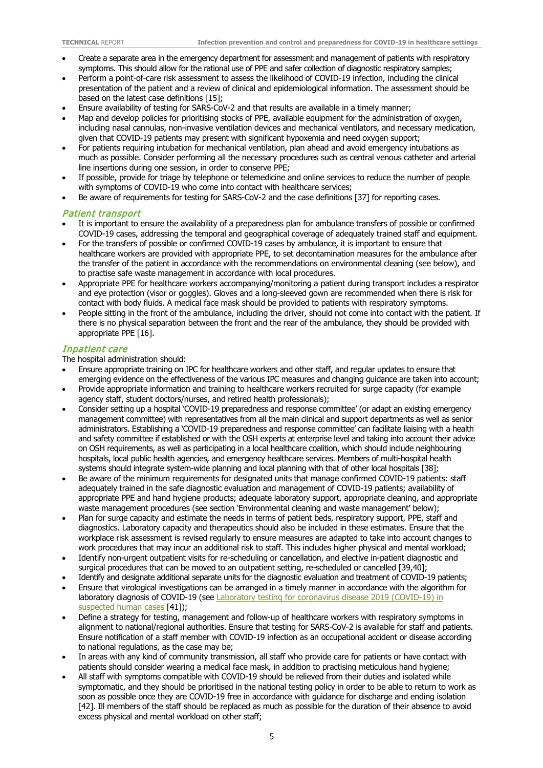- Create a separate area in the emergency department for assessment and management of patients with respiratory symptoms. This should allow for the rational use of PPE and safer collection of diagnostic respiratory samples;
- Perform a point-of-care risk assessment to assess the likelihood of COVID-19 infection, including the clinical presentation of the patient and a review of clinical and epidemiological information. The assessment should be based on the latest case definitions [15];
- Ensure availability of testing for SARS-CoV-2 and that results are available in a timely manner;
- Map and develop policies for prioritising stocks of PPE, available equipment for the administration of oxygen, including nasal cannulas, non-invasive ventilation devices and mechanical ventilators, and necessary medication, given that COVID-19 patients may present with significant hypoxemia and need oxygen support;
- For patients requiring intubation for mechanical ventilation, plan ahead and avoid emergency intubations as much as possible. Consider performing all the necessary procedures such as central venous catheter and arterial line insertions during one session, in order to conserve PPE;
- If possible, provide for triage by telephone or telemedicine and online services to reduce the number of people with symptoms of COVID-19 who come into contact with healthcare services;
- Be aware of requirements for testing for SARS-CoV-2 and the case definitions [37] for reporting cases.

### *Patient transport*

- It is important to ensure the availability of a preparedness plan for ambulance transfers of possible or confirmed COVID-19 cases, addressing the temporal and geographical coverage of adequately trained staff and equipment.
- For the transfers of possible or confirmed COVID-19 cases by ambulance, it is important to ensure that healthcare workers are provided with appropriate PPE, to set decontamination measures for the ambulance after the transfer of the patient in accordance with the recommendations on environmental cleaning (see below), and to practise safe waste management in accordance with local procedures.
- Appropriate PPE for healthcare workers accompanying/monitoring a patient during transport includes a respirator and eye protection (visor or goggles). Gloves and a long-sleeved gown are recommended when there is risk for contact with body fluids. A medical face mask should be provided to patients with respiratory symptoms.
- People sitting in the front of the ambulance, including the driver, should not come into contact with the patient. If there is no physical separation between the front and the rear of the ambulance, they should be provided with appropriate PPE [16].

### *Inpatient care*

The hospital administration should:

- Ensure appropriate training on IPC for healthcare workers and other staff, and regular updates to ensure that emerging evidence on the effectiveness of the various IPC measures and changing guidance are taken into account;
- Provide appropriate information and training to healthcare workers recruited for surge capacity (for example agency staff, student doctors/nurses, and retired health professionals);
- Consider setting up a hospital 'COVID-19 preparedness and response committee' (or adapt an existing emergency management committee) with representatives from all the main clinical and support departments as well as senior administrators. Establishing a 'COVID-19 preparedness and response committee' can facilitate liaising with a health and safety committee if established or with the OSH experts at enterprise level and taking into account their advice on OSH requirements, as well as participating in a local healthcare coalition, which should include neighbouring hospitals, local public health agencies, and emergency healthcare services. Members of multi-hospital health systems should integrate system-wide planning and local planning with that of other local hospitals [38];
- Be aware of the minimum requirements for designated units that manage confirmed COVID-19 patients: staff adequately trained in the safe diagnostic evaluation and management of COVID-19 patients; availability of appropriate PPE and hand hygiene products; adequate laboratory support, appropriate cleaning, and appropriate waste management procedures (see section 'Environmental cleaning and waste management' below);
- Plan for surge capacity and estimate the needs in terms of patient beds, respiratory support, PPE, staff and diagnostics. Laboratory capacity and therapeutics should also be included in these estimates. Ensure that the workplace risk assessment is revised regularly to ensure measures are adapted to take into account changes to work procedures that may incur an additional risk to staff. This includes higher physical and mental workload;
- Identify non-urgent outpatient visits for re-scheduling or cancellation, and elective in-patient diagnostic and surgical procedures that can be moved to an outpatient setting, re-scheduled or cancelled [39,40];
- Identify and designate additional separate units for the diagnostic evaluation and treatment of COVID-19 patients;
- Ensure that virological investigations can be arranged in a timely manner in accordance with the algorithm for laboratory diagnosis of COVID-19 (see Laboratory testing for coronavirus disease 2019 (COVID-19) in suspected human cases [41]);
- Define a strategy for testing, management and follow-up of healthcare workers with respiratory symptoms in alignment to national/regional authorities. Ensure that testing for SARS-CoV-2 is available for staff and patients. Ensure notification of a staff member with COVID-19 infection as an occupational accident or disease according to national regulations, as the case may be;
- In areas with any kind of community transmission, all staff who provide care for patients or have contact with patients should consider wearing a medical face mask, in addition to practising meticulous hand hygiene;
- All staff with symptoms compatible with COVID-19 should be relieved from their duties and isolated while symptomatic, and they should be prioritised in the national testing policy in order to be able to return to work as soon as possible once they are COVID-19 free in accordance with guidance for discharge and ending isolation [42]. Ill members of the staff should be replaced as much as possible for the duration of their absence to avoid excess physical and mental workload on other staff;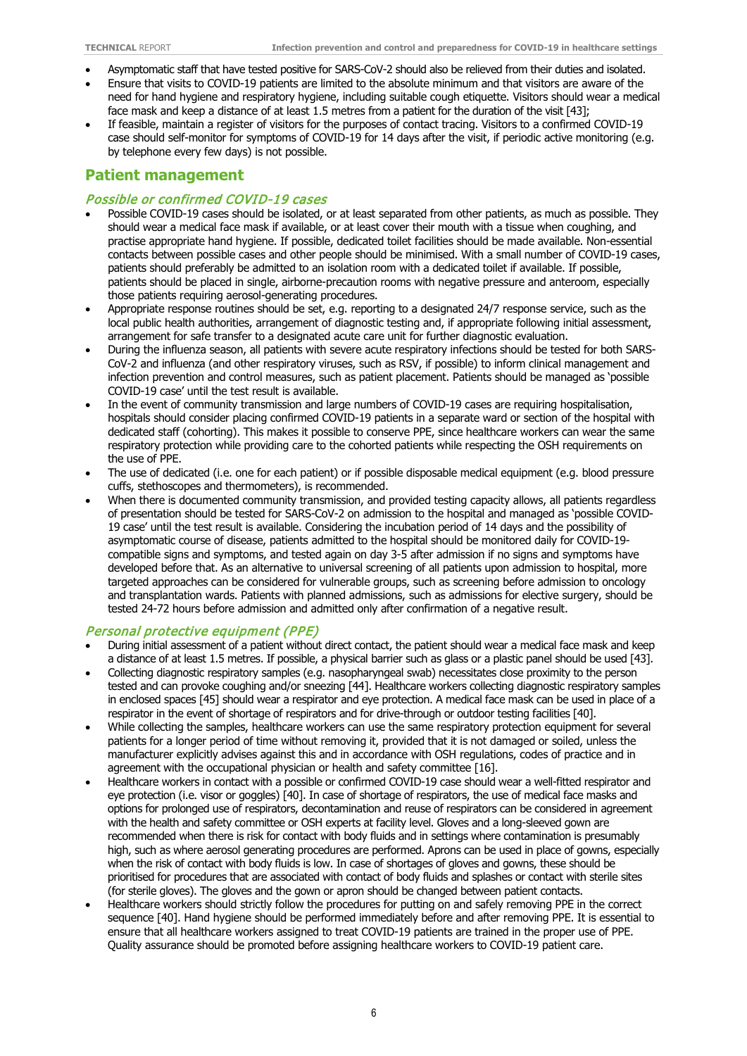- Asymptomatic staff that have tested positive for SARS-CoV-2 should also be relieved from their duties and isolated.
- Ensure that visits to COVID-19 patients are limited to the absolute minimum and that visitors are aware of the need for hand hygiene and respiratory hygiene, including suitable cough etiquette. Visitors should wear a medical face mask and keep a distance of at least 1.5 metres from a patient for the duration of the visit [43];
- If feasible, maintain a register of visitors for the purposes of contact tracing. Visitors to a confirmed COVID-19 case should self-monitor for symptoms of COVID-19 for 14 days after the visit, if periodic active monitoring (e.g. by telephone every few days) is not possible.

## Patient management

### *Possible or confirmed COVID-19 cases*

- Possible COVID-19 cases should be isolated, or at least separated from other patients, as much as possible. They should wear a medical face mask if available, or at least cover their mouth with a tissue when coughing, and practise appropriate hand hygiene. If possible, dedicated toilet facilities should be made available. Non-essential contacts between possible cases and other people should be minimised. With a small number of COVID-19 cases, patients should preferably be admitted to an isolation room with a dedicated toilet if available. If possible, patients should be placed in single, airborne-precaution rooms with negative pressure and anteroom, especially those patients requiring aerosol-generating procedures.
- Appropriate response routines should be set, e.g. reporting to a designated 24/7 response service, such as the local public health authorities, arrangement of diagnostic testing and, if appropriate following initial assessment, arrangement for safe transfer to a designated acute care unit for further diagnostic evaluation.
- During the influenza season, all patients with severe acute respiratory infections should be tested for both SARS-CoV-2 and influenza (and other respiratory viruses, such as RSV, if possible) to inform clinical management and infection prevention and control measures, such as patient placement. Patients should be managed as 'possible COVID-19 case' until the test result is available.
- In the event of community transmission and large numbers of COVID-19 cases are requiring hospitalisation, hospitals should consider placing confirmed COVID-19 patients in a separate ward or section of the hospital with dedicated staff (cohorting). This makes it possible to conserve PPE, since healthcare workers can wear the same respiratory protection while providing care to the cohorted patients while respecting the OSH requirements on the use of PPE.
- The use of dedicated (i.e. one for each patient) or if possible disposable medical equipment (e.g. blood pressure cuffs, stethoscopes and thermometers), is recommended.
- When there is documented community transmission, and provided testing capacity allows, all patients regardless of presentation should be tested for SARS-CoV-2 on admission to the hospital and managed as 'possible COVID-19 case' until the test result is available. Considering the incubation period of 14 days and the possibility of asymptomatic course of disease, patients admitted to the hospital should be monitored daily for COVID-19-compatible signs and symptoms, and tested again on day 3-5 after admission if no signs and symptoms have developed before that. As an alternative to universal screening of all patients upon admission to hospital, more targeted approaches can be considered for vulnerable groups, such as screening before admission to oncology and transplantation wards. Patients with planned admissions, such as admissions for elective surgery, should be tested 24-72 hours before admission and admitted only after confirmation of a negative result.

### *Personal protective equipment (PPE)*

- During initial assessment of a patient without direct contact, the patient should wear a medical face mask and keep a distance of at least 1.5 metres. If possible, a physical barrier such as glass or a plastic panel should be used [43].
- Collecting diagnostic respiratory samples (e.g. nasopharyngeal swab) necessitates close proximity to the person tested and can provoke coughing and/or sneezing [44]. Healthcare workers collecting diagnostic respiratory samples in enclosed spaces [45] should wear a respirator and eye protection. A medical face mask can be used in place of a respirator in the event of shortage of respirators and for drive-through or outdoor testing facilities [40].
- While collecting the samples, healthcare workers can use the same respiratory protection equipment for several patients for a longer period of time without removing it, provided that it is not damaged or soiled, unless the manufacturer explicitly advises against this and in accordance with OSH regulations, codes of practice and in agreement with the occupational physician or health and safety committee [16].
- Healthcare workers in contact with a possible or confirmed COVID-19 case should wear a well-fitted respirator and eye protection (i.e. visor or goggles) [40]. In case of shortage of respirators, the use of medical face masks and options for prolonged use of respirators, decontamination and reuse of respirators can be considered in agreement with the health and safety committee or OSH experts at facility level. Gloves and a long-sleeved gown are recommended when there is risk for contact with body fluids and in settings where contamination is presumably high, such as where aerosol generating procedures are performed. Aprons can be used in place of gowns, especially when the risk of contact with body fluids is low. In case of shortages of gloves and gowns, these should be prioritised for procedures that are associated with contact of body fluids and splashes or contact with sterile sites (for sterile gloves). The gloves and the gown or apron should be changed between patient contacts.
- Healthcare workers should strictly follow the procedures for putting on and safely removing PPE in the correct sequence [40]. Hand hygiene should be performed immediately before and after removing PPE. It is essential to ensure that all healthcare workers assigned to treat COVID-19 patients are trained in the proper use of PPE. Quality assurance should be promoted before assigning healthcare workers to COVID-19 patient care.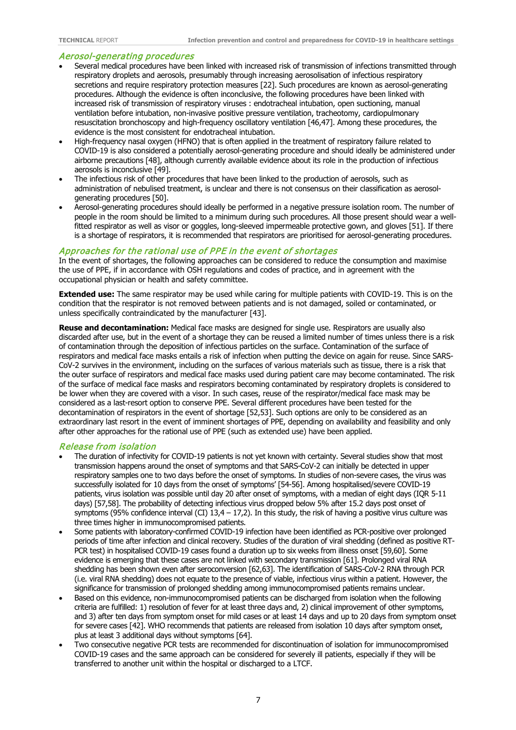### *Aerosol-generating procedures*

- Several medical procedures have been linked with increased risk of transmission of infections transmitted through respiratory droplets and aerosols, presumably through increasing aerosolisation of infectious respiratory secretions and require respiratory protection measures [22]. Such procedures are known as aerosol-generating procedures. Although the evidence is often inconclusive, the following procedures have been linked with increased risk of transmission of respiratory viruses : endotracheal intubation, open suctioning, manual ventilation before intubation, non-invasive positive pressure ventilation, tracheotomy, cardiopulmonary resuscitation bronchoscopy and high-frequency oscillatory ventilation [46,47]. Among these procedures, the evidence is the most consistent for endotracheal intubation.
- High-frequency nasal oxygen (HFNO) that is often applied in the treatment of respiratory failure related to COVID-19 is also considered a potentially aerosol-generating procedure and should ideally be administered under airborne precautions [48], although currently available evidence about its role in the production of infectious aerosols is inconclusive [49].
- The infectious risk of other procedures that have been linked to the production of aerosols, such as administration of nebulised treatment, is unclear and there is not consensus on their classification as aerosol-generating procedures [50].
- Aerosol-generating procedures should ideally be performed in a negative pressure isolation room. The number of people in the room should be limited to a minimum during such procedures. All those present should wear a well-fitted respirator as well as visor or goggles, long-sleeved impermeable protective gown, and gloves [51]. If there is a shortage of respirators, it is recommended that respirators are prioritised for aerosol-generating procedures.

### *Approaches for the rational use of PPE in the event of shortages*

In the event of shortages, the following approaches can be considered to reduce the consumption and maximise the use of PPE, if in accordance with OSH regulations and codes of practice, and in agreement with the occupational physician or health and safety committee.

**Extended use:** The same respirator may be used while caring for multiple patients with COVID-19. This is on the condition that the respirator is not removed between patients and is not damaged, soiled or contaminated, or unless specifically contraindicated by the manufacturer [43].

**Reuse and decontamination:** Medical face masks are designed for single use. Respirators are usually also discarded after use, but in the event of a shortage they can be reused a limited number of times unless there is a risk of contamination through the deposition of infectious particles on the surface. Contamination of the surface of respirators and medical face masks entails a risk of infection when putting the device on again for reuse. Since SARS-CoV-2 survives in the environment, including on the surfaces of various materials such as tissue, there is a risk that the outer surface of respirators and medical face masks used during patient care may become contaminated. The risk of the surface of medical face masks and respirators becoming contaminated by respiratory droplets is considered to be lower when they are covered with a visor. In such cases, reuse of the respirator/medical face mask may be considered as a last-resort option to conserve PPE. Several different procedures have been tested for the decontamination of respirators in the event of shortage [52,53]. Such options are only to be considered as an extraordinary last resort in the event of imminent shortages of PPE, depending on availability and feasibility and only after other approaches for the rational use of PPE (such as extended use) have been applied.

### *Release from isolation*

- The duration of infectivity for COVID-19 patients is not yet known with certainty. Several studies show that most transmission happens around the onset of symptoms and that SARS-CoV-2 can initially be detected in upper respiratory samples one to two days before the onset of symptoms. In studies of non-severe cases, the virus was successfully isolated for 10 days from the onset of symptoms' [54-56]. Among hospitalised/severe COVID-19 patients, virus isolation was possible until day 20 after onset of symptoms, with a median of eight days (IQR 5-11 days) [57,58]. The probability of detecting infectious virus dropped below 5% after 15.2 days post onset of symptoms (95% confidence interval (CI) 13,4 – 17,2). In this study, the risk of having a positive virus culture was three times higher in immunocompromised patients.
- Some patients with laboratory-confirmed COVID-19 infection have been identified as PCR-positive over prolonged periods of time after infection and clinical recovery. Studies of the duration of viral shedding (defined as positive RT-PCR test) in hospitalised COVID-19 cases found a duration up to six weeks from illness onset [59,60]. Some evidence is emerging that these cases are not linked with secondary transmission [61]. Prolonged viral RNA shedding has been shown even after seroconversion [62,63]. The identification of SARS-CoV-2 RNA through PCR (i.e. viral RNA shedding) does not equate to the presence of viable, infectious virus within a patient. However, the significance for transmission of prolonged shedding among immunocompromised patients remains unclear.
- Based on this evidence, non-immunocompromised patients can be discharged from isolation when the following criteria are fulfilled: 1) resolution of fever for at least three days and, 2) clinical improvement of other symptoms, and 3) after ten days from symptom onset for mild cases or at least 14 days and up to 20 days from symptom onset for severe cases [42]. WHO recommends that patients are released from isolation 10 days after symptom onset, plus at least 3 additional days without symptoms [64].
- Two consecutive negative PCR tests are recommended for discontinuation of isolation for immunocompromised COVID-19 cases and the same approach can be considered for severely ill patients, especially if they will be transferred to another unit within the hospital or discharged to a LTCF.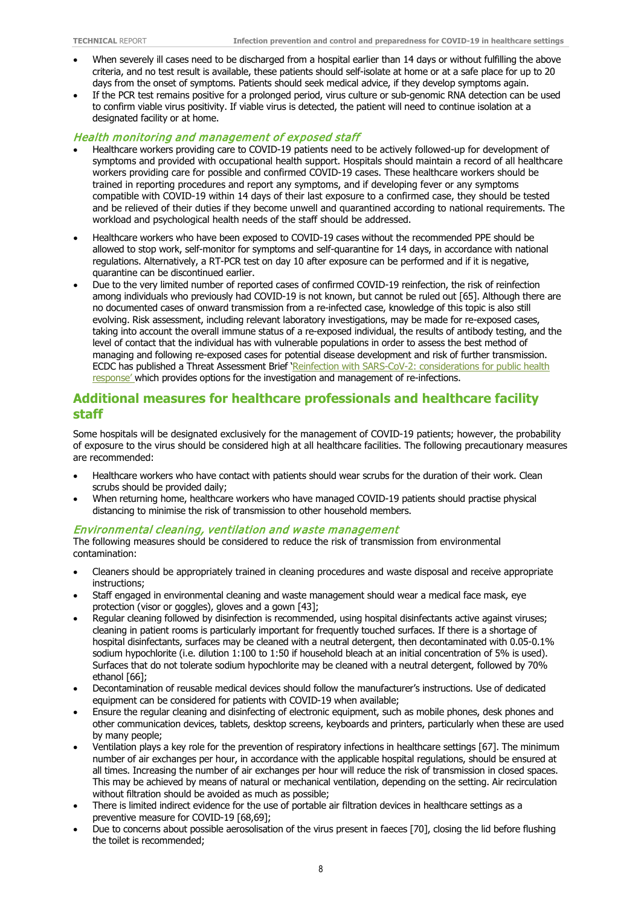- When severely ill cases need to be discharged from a hospital earlier than 14 days or without fulfilling the above criteria, and no test result is available, these patients should self-isolate at home or at a safe place for up to 20 days from the onset of symptoms. Patients should seek medical advice, if they develop symptoms again.
- If the PCR test remains positive for a prolonged period, virus culture or sub-genomic RNA detection can be used to confirm viable virus positivity. If viable virus is detected, the patient will need to continue isolation at a designated facility or at home.

### *Health monitoring and management of exposed staff*

- Healthcare workers providing care to COVID-19 patients need to be actively followed-up for development of symptoms and provided with occupational health support. Hospitals should maintain a record of all healthcare workers providing care for possible and confirmed COVID-19 cases. These healthcare workers should be trained in reporting procedures and report any symptoms, and if developing fever or any symptoms compatible with COVID-19 within 14 days of their last exposure to a confirmed case, they should be tested and be relieved of their duties if they become unwell and quarantined according to national requirements. The workload and psychological health needs of the staff should be addressed.
- Healthcare workers who have been exposed to COVID-19 cases without the recommended PPE should be allowed to stop work, self-monitor for symptoms and self-quarantine for 14 days, in accordance with national regulations. Alternatively, a RT-PCR test on day 10 after exposure can be performed and if it is negative, quarantine can be discontinued earlier.
- Due to the very limited number of reported cases of confirmed COVID-19 reinfection, the risk of reinfection among individuals who previously had COVID-19 is not known, but cannot be ruled out [65]. Although there are no documented cases of onward transmission from a re-infected case, knowledge of this topic is also still evolving. Risk assessment, including relevant laboratory investigations, may be made for re-exposed cases, taking into account the overall immune status of a re-exposed individual, the results of antibody testing, and the level of contact that the individual has with vulnerable populations in order to assess the best method of managing and following re-exposed cases for potential disease development and risk of further transmission. ECDC has published a Threat Assessment Brief 'Reinfection with SARS-CoV-2: considerations for public health response' which provides options for the investigation and management of re-infections.

## Additional measures for healthcare professionals and healthcare facility staff

Some hospitals will be designated exclusively for the management of COVID-19 patients; however, the probability of exposure to the virus should be considered high at all healthcare facilities. The following precautionary measures are recommended:

- Healthcare workers who have contact with patients should wear scrubs for the duration of their work. Clean scrubs should be provided daily;
- When returning home, healthcare workers who have managed COVID-19 patients should practise physical distancing to minimise the risk of transmission to other household members.

### *Environmental cleaning, ventilation and waste management*

The following measures should be considered to reduce the risk of transmission from environmental contamination:

- Cleaners should be appropriately trained in cleaning procedures and waste disposal and receive appropriate instructions;
- Staff engaged in environmental cleaning and waste management should wear a medical face mask, eye protection (visor or goggles), gloves and a gown [43];
- Regular cleaning followed by disinfection is recommended, using hospital disinfectants active against viruses; cleaning in patient rooms is particularly important for frequently touched surfaces. If there is a shortage of hospital disinfectants, surfaces may be cleaned with a neutral detergent, then decontaminated with 0.05-0.1% sodium hypochlorite (i.e. dilution 1:100 to 1:50 if household bleach at an initial concentration of 5% is used). Surfaces that do not tolerate sodium hypochlorite may be cleaned with a neutral detergent, followed by 70% ethanol [66];
- Decontamination of reusable medical devices should follow the manufacturer's instructions. Use of dedicated equipment can be considered for patients with COVID-19 when available;
- Ensure the regular cleaning and disinfecting of electronic equipment, such as mobile phones, desk phones and other communication devices, tablets, desktop screens, keyboards and printers, particularly when these are used by many people;
- Ventilation plays a key role for the prevention of respiratory infections in healthcare settings [67]. The minimum number of air exchanges per hour, in accordance with the applicable hospital regulations, should be ensured at all times. Increasing the number of air exchanges per hour will reduce the risk of transmission in closed spaces. This may be achieved by means of natural or mechanical ventilation, depending on the setting. Air recirculation without filtration should be avoided as much as possible;
- There is limited indirect evidence for the use of portable air filtration devices in healthcare settings as a preventive measure for COVID-19 [68,69];
- Due to concerns about possible aerosolisation of the virus present in faeces [70], closing the lid before flushing the toilet is recommended;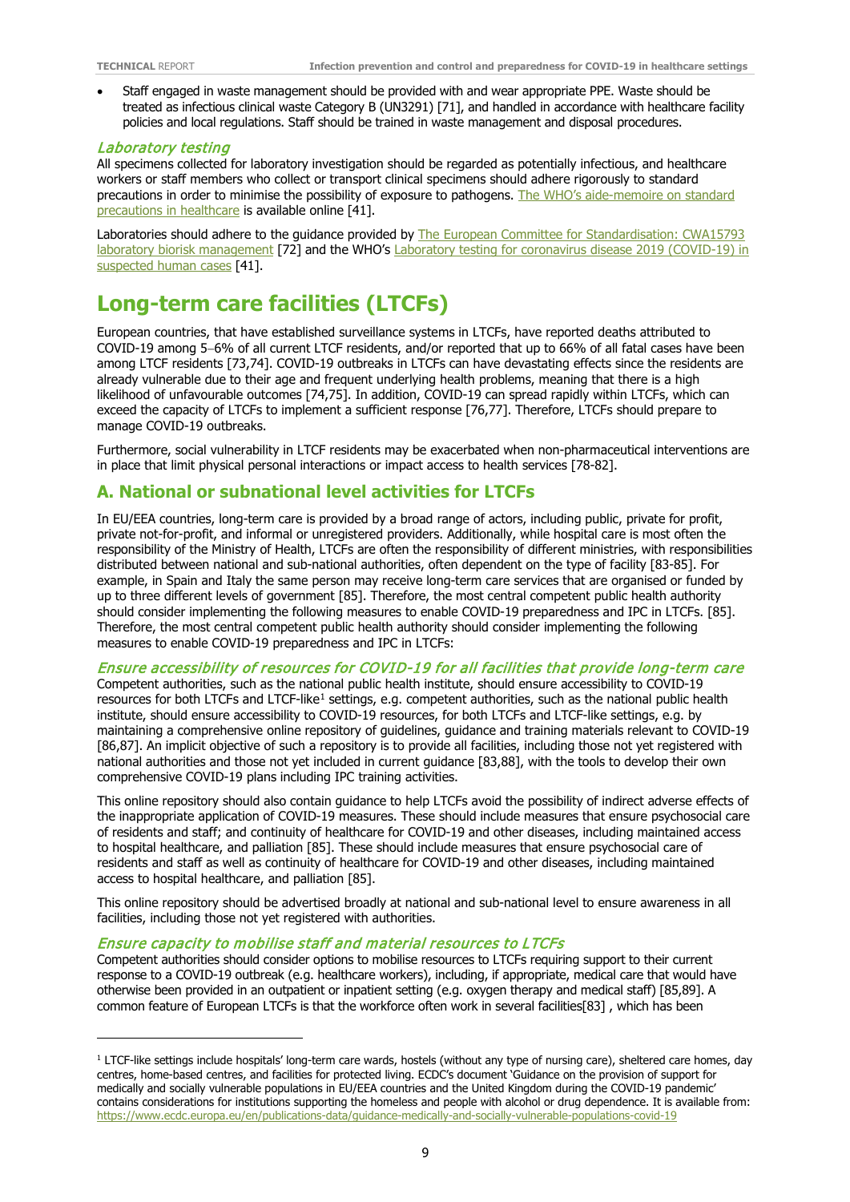- Staff engaged in waste management should be provided with and wear appropriate PPE. Waste should be treated as infectious clinical waste Category B (UN3291) [71], and handled in accordance with healthcare facility policies and local regulations. Staff should be trained in waste management and disposal procedures.

### *Laboratory testing*

All specimens collected for laboratory investigation should be regarded as potentially infectious, and healthcare workers or staff members who collect or transport clinical specimens should adhere rigorously to standard precautions in order to minimise the possibility of exposure to pathogens. The WHO's aide-memoire on standard precautions in healthcare is available online [41].

Laboratories should adhere to the guidance provided by The European Committee for Standardisation: CWA15793 laboratory biorisk management [72] and the WHO's Laboratory testing for coronavirus disease 2019 (COVID-19) in suspected human cases [41].

# Long-term care facilities (LTCFs)

European countries, that have established surveillance systems in LTCFs, have reported deaths attributed to COVID-19 among 5–6% of all current LTCF residents, and/or reported that up to 66% of all fatal cases have been among LTCF residents [73,74]. COVID-19 outbreaks in LTCFs can have devastating effects since the residents are already vulnerable due to their age and frequent underlying health problems, meaning that there is a high likelihood of unfavourable outcomes [74,75]. In addition, COVID-19 can spread rapidly within LTCFs, which can exceed the capacity of LTCFs to implement a sufficient response [76,77]. Therefore, LTCFs should prepare to manage COVID-19 outbreaks.

Furthermore, social vulnerability in LTCF residents may be exacerbated when non-pharmaceutical interventions are in place that limit physical personal interactions or impact access to health services [78-82].

## A. National or subnational level activities for LTCFs

In EU/EEA countries, long-term care is provided by a broad range of actors, including public, private for profit, private not-for-profit, and informal or unregistered providers. Additionally, while hospital care is most often the responsibility of the Ministry of Health, LTCFs are often the responsibility of different ministries, with responsibilities distributed between national and sub-national authorities, often dependent on the type of facility [83-85]. For example, in Spain and Italy the same person may receive long-term care services that are organised or funded by up to three different levels of government [85]. Therefore, the most central competent public health authority should consider implementing the following measures to enable COVID-19 preparedness and IPC in LTCFs. [85]. Therefore, the most central competent public health authority should consider implementing the following measures to enable COVID-19 preparedness and IPC in LTCFs:

### *Ensure accessibility of resources for COVID-19 for all facilities that provide long-term care*

Competent authorities, such as the national public health institute, should ensure accessibility to COVID-19 resources for both LTCFs and LTCF-like[1] settings, e.g. competent authorities, such as the national public health institute, should ensure accessibility to COVID-19 resources, for both LTCFs and LTCF-like settings, e.g. by maintaining a comprehensive online repository of guidelines, guidance and training materials relevant to COVID-19 [86,87]. An implicit objective of such a repository is to provide all facilities, including those not yet registered with national authorities and those not yet included in current guidance [83,88], with the tools to develop their own comprehensive COVID-19 plans including IPC training activities.

This online repository should also contain guidance to help LTCFs avoid the possibility of indirect adverse effects of the inappropriate application of COVID-19 measures. These should include measures that ensure psychosocial care of residents and staff; and continuity of healthcare for COVID-19 and other diseases, including maintained access to hospital healthcare, and palliation [85]. These should include measures that ensure psychosocial care of residents and staff as well as continuity of healthcare for COVID-19 and other diseases, including maintained access to hospital healthcare, and palliation [85].

This online repository should be advertised broadly at national and sub-national level to ensure awareness in all facilities, including those not yet registered with authorities.

### *Ensure capacity to mobilise staff and material resources to LTCFs*

Competent authorities should consider options to mobilise resources to LTCFs requiring support to their current response to a COVID-19 outbreak (e.g. healthcare workers), including, if appropriate, medical care that would have otherwise been provided in an outpatient or inpatient setting (e.g. oxygen therapy and medical staff) [85,89]. A common feature of European LTCFs is that the workforce often work in several facilities[83] , which has been

---

[1] LTCF-like settings include hospitals' long-term care wards, hostels (without any type of nursing care), sheltered care homes, day centres, home-based centres, and facilities for protected living. ECDC's document 'Guidance on the provision of support for medically and socially vulnerable populations in EU/EEA countries and the United Kingdom during the COVID-19 pandemic' contains considerations for institutions supporting the homeless and people with alcohol or drug dependence. It is available from: https://www.ecdc.europa.eu/en/publications-data/guidance-medically-and-socially-vulnerable-populations-covid-19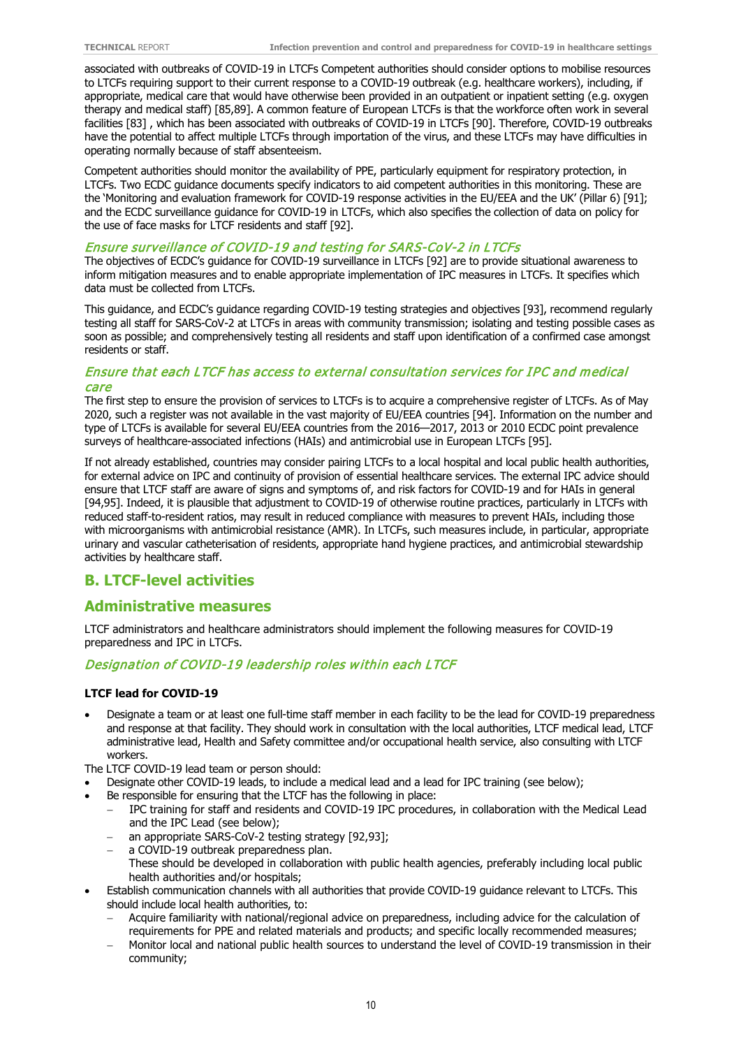associated with outbreaks of COVID-19 in LTCFs Competent authorities should consider options to mobilise resources to LTCFs requiring support to their current response to a COVID-19 outbreak (e.g. healthcare workers), including, if appropriate, medical care that would have otherwise been provided in an outpatient or inpatient setting (e.g. oxygen therapy and medical staff) [85,89]. A common feature of European LTCFs is that the workforce often work in several facilities [83] , which has been associated with outbreaks of COVID-19 in LTCFs [90]. Therefore, COVID-19 outbreaks have the potential to affect multiple LTCFs through importation of the virus, and these LTCFs may have difficulties in operating normally because of staff absenteeism.

Competent authorities should monitor the availability of PPE, particularly equipment for respiratory protection, in LTCFs. Two ECDC guidance documents specify indicators to aid competent authorities in this monitoring. These are the 'Monitoring and evaluation framework for COVID-19 response activities in the EU/EEA and the UK' (Pillar 6) [91]; and the ECDC surveillance guidance for COVID-19 in LTCFs, which also specifies the collection of data on policy for the use of face masks for LTCF residents and staff [92].

### *Ensure surveillance of COVID-19 and testing for SARS-CoV-2 in LTCFs*

The objectives of ECDC's guidance for COVID-19 surveillance in LTCFs [92] are to provide situational awareness to inform mitigation measures and to enable appropriate implementation of IPC measures in LTCFs. It specifies which data must be collected from LTCFs.

This guidance, and ECDC's guidance regarding COVID-19 testing strategies and objectives [93], recommend regularly testing all staff for SARS-CoV-2 at LTCFs in areas with community transmission; isolating and testing possible cases as soon as possible; and comprehensively testing all residents and staff upon identification of a confirmed case amongst residents or staff.

### *Ensure that each LTCF has access to external consultation services for IPC and medical care*

The first step to ensure the provision of services to LTCFs is to acquire a comprehensive register of LTCFs. As of May 2020, such a register was not available in the vast majority of EU/EEA countries [94]. Information on the number and type of LTCFs is available for several EU/EEA countries from the 2016—2017, 2013 or 2010 ECDC point prevalence surveys of healthcare-associated infections (HAIs) and antimicrobial use in European LTCFs [95].

If not already established, countries may consider pairing LTCFs to a local hospital and local public health authorities, for external advice on IPC and continuity of provision of essential healthcare services. The external IPC advice should ensure that LTCF staff are aware of signs and symptoms of, and risk factors for COVID-19 and for HAIs in general [94,95]. Indeed, it is plausible that adjustment to COVID-19 of otherwise routine practices, particularly in LTCFs with reduced staff-to-resident ratios, may result in reduced compliance with measures to prevent HAIs, including those with microorganisms with antimicrobial resistance (AMR). In LTCFs, such measures include, in particular, appropriate urinary and vascular catheterisation of residents, appropriate hand hygiene practices, and antimicrobial stewardship activities by healthcare staff.

## B. LTCF-level activities

## Administrative measures

LTCF administrators and healthcare administrators should implement the following measures for COVID-19 preparedness and IPC in LTCFs.

### *Designation of COVID-19 leadership roles within each LTCF*

#### LTCF lead for COVID-19

- Designate a team or at least one full-time staff member in each facility to be the lead for COVID-19 preparedness and response at that facility. They should work in consultation with the local authorities, LTCF medical lead, LTCF administrative lead, Health and Safety committee and/or occupational health service, also consulting with LTCF workers.

The LTCF COVID-19 lead team or person should:

- Designate other COVID-19 leads, to include a medical lead and a lead for IPC training (see below);
- Be responsible for ensuring that the LTCF has the following in place:
  - IPC training for staff and residents and COVID-19 IPC procedures, in collaboration with the Medical Lead and the IPC Lead (see below);
  - an appropriate SARS-CoV-2 testing strategy [92,93];
  - a COVID-19 outbreak preparedness plan.

    These should be developed in collaboration with public health agencies, preferably including local public health authorities and/or hospitals;
- Establish communication channels with all authorities that provide COVID-19 guidance relevant to LTCFs. This should include local health authorities, to:
  - Acquire familiarity with national/regional advice on preparedness, including advice for the calculation of requirements for PPE and related materials and products; and specific locally recommended measures;
  - Monitor local and national public health sources to understand the level of COVID-19 transmission in their community;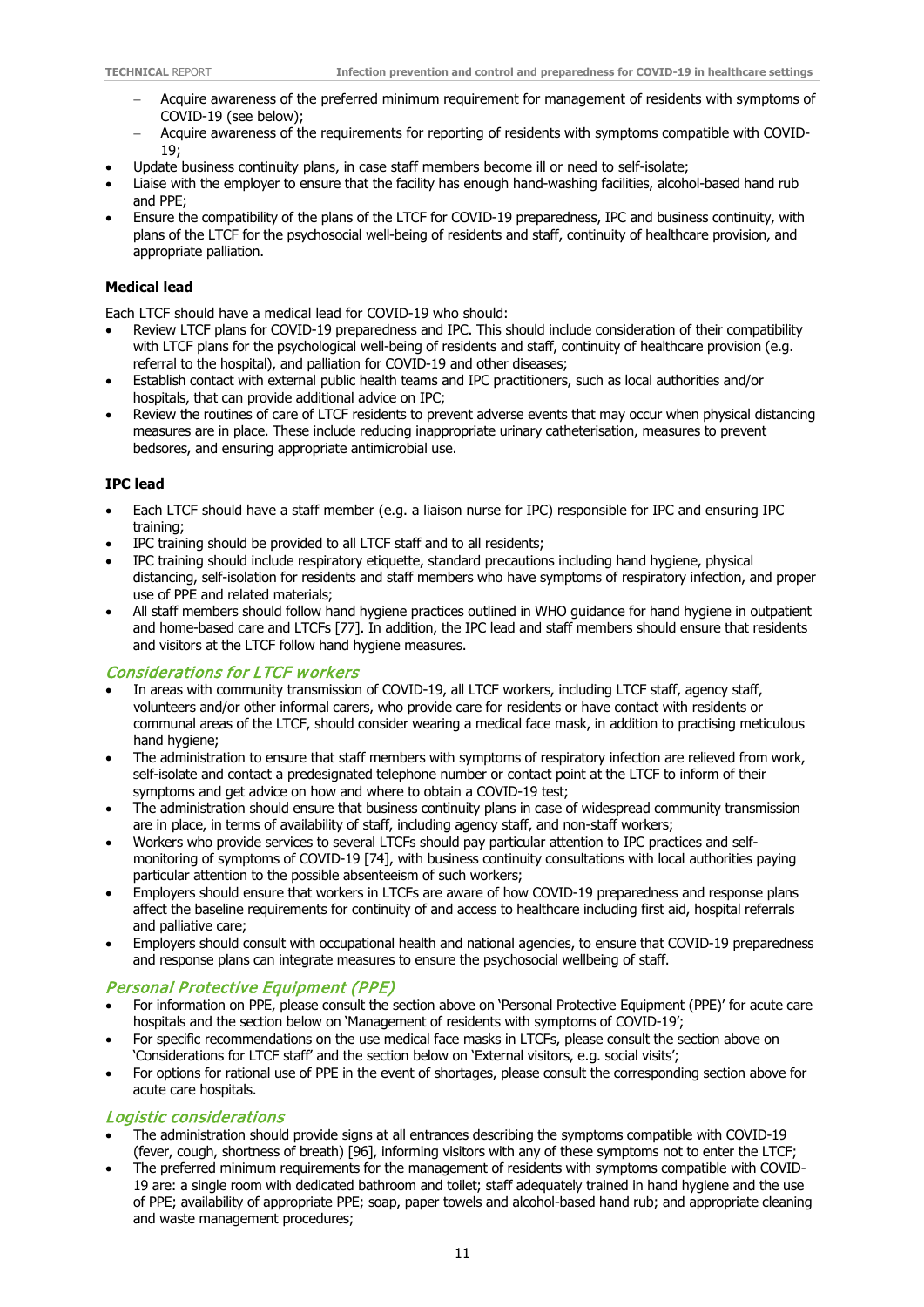- Acquire awareness of the preferred minimum requirement for management of residents with symptoms of COVID-19 (see below);
  - Acquire awareness of the requirements for reporting of residents with symptoms compatible with COVID-19;
- Update business continuity plans, in case staff members become ill or need to self-isolate;
- Liaise with the employer to ensure that the facility has enough hand-washing facilities, alcohol-based hand rub and PPE;
- Ensure the compatibility of the plans of the LTCF for COVID-19 preparedness, IPC and business continuity, with plans of the LTCF for the psychosocial well-being of residents and staff, continuity of healthcare provision, and appropriate palliation.

**Medical lead**

Each LTCF should have a medical lead for COVID-19 who should:

- Review LTCF plans for COVID-19 preparedness and IPC. This should include consideration of their compatibility with LTCF plans for the psychological well-being of residents and staff, continuity of healthcare provision (e.g. referral to the hospital), and palliation for COVID-19 and other diseases;
- Establish contact with external public health teams and IPC practitioners, such as local authorities and/or hospitals, that can provide additional advice on IPC;
- Review the routines of care of LTCF residents to prevent adverse events that may occur when physical distancing measures are in place. These include reducing inappropriate urinary catheterisation, measures to prevent bedsores, and ensuring appropriate antimicrobial use.

**IPC lead**

- Each LTCF should have a staff member (e.g. a liaison nurse for IPC) responsible for IPC and ensuring IPC training;
- IPC training should be provided to all LTCF staff and to all residents;
- IPC training should include respiratory etiquette, standard precautions including hand hygiene, physical distancing, self-isolation for residents and staff members who have symptoms of respiratory infection, and proper use of PPE and related materials;
- All staff members should follow hand hygiene practices outlined in WHO guidance for hand hygiene in outpatient and home-based care and LTCFs [77]. In addition, the IPC lead and staff members should ensure that residents and visitors at the LTCF follow hand hygiene measures.

### *Considerations for LTCF workers*

- In areas with community transmission of COVID-19, all LTCF workers, including LTCF staff, agency staff, volunteers and/or other informal carers, who provide care for residents or have contact with residents or communal areas of the LTCF, should consider wearing a medical face mask, in addition to practising meticulous hand hygiene;
- The administration to ensure that staff members with symptoms of respiratory infection are relieved from work, self-isolate and contact a predesignated telephone number or contact point at the LTCF to inform of their symptoms and get advice on how and where to obtain a COVID-19 test;
- The administration should ensure that business continuity plans in case of widespread community transmission are in place, in terms of availability of staff, including agency staff, and non-staff workers;
- Workers who provide services to several LTCFs should pay particular attention to IPC practices and self-monitoring of symptoms of COVID-19 [74], with business continuity consultations with local authorities paying particular attention to the possible absenteeism of such workers;
- Employers should ensure that workers in LTCFs are aware of how COVID-19 preparedness and response plans affect the baseline requirements for continuity of and access to healthcare including first aid, hospital referrals and palliative care;
- Employers should consult with occupational health and national agencies, to ensure that COVID-19 preparedness and response plans can integrate measures to ensure the psychosocial wellbeing of staff.

### *Personal Protective Equipment (PPE)*

- For information on PPE, please consult the section above on 'Personal Protective Equipment (PPE)' for acute care hospitals and the section below on 'Management of residents with symptoms of COVID-19';
- For specific recommendations on the use medical face masks in LTCFs, please consult the section above on 'Considerations for LTCF staff' and the section below on 'External visitors, e.g. social visits';
- For options for rational use of PPE in the event of shortages, please consult the corresponding section above for acute care hospitals.

### *Logistic considerations*

- The administration should provide signs at all entrances describing the symptoms compatible with COVID-19 (fever, cough, shortness of breath) [96], informing visitors with any of these symptoms not to enter the LTCF;
- The preferred minimum requirements for the management of residents with symptoms compatible with COVID-19 are: a single room with dedicated bathroom and toilet; staff adequately trained in hand hygiene and the use of PPE; availability of appropriate PPE; soap, paper towels and alcohol-based hand rub; and appropriate cleaning and waste management procedures;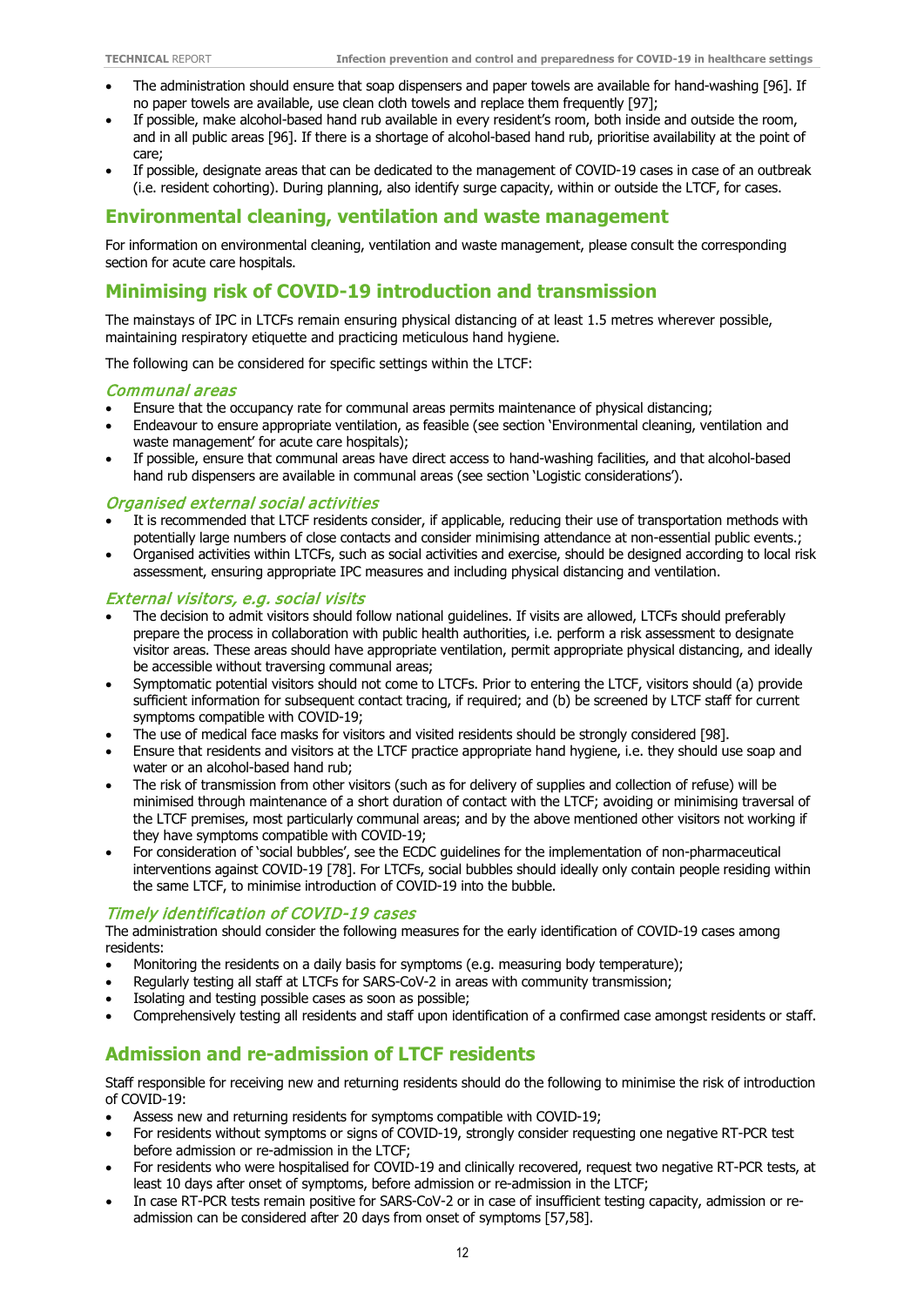- The administration should ensure that soap dispensers and paper towels are available for hand-washing [96]. If no paper towels are available, use clean cloth towels and replace them frequently [97];
- If possible, make alcohol-based hand rub available in every resident's room, both inside and outside the room, and in all public areas [96]. If there is a shortage of alcohol-based hand rub, prioritise availability at the point of care;
- If possible, designate areas that can be dedicated to the management of COVID-19 cases in case of an outbreak (i.e. resident cohorting). During planning, also identify surge capacity, within or outside the LTCF, for cases.

## Environmental cleaning, ventilation and waste management

For information on environmental cleaning, ventilation and waste management, please consult the corresponding section for acute care hospitals.

## Minimising risk of COVID-19 introduction and transmission

The mainstays of IPC in LTCFs remain ensuring physical distancing of at least 1.5 metres wherever possible, maintaining respiratory etiquette and practicing meticulous hand hygiene.

The following can be considered for specific settings within the LTCF:

### *Communal areas*

- Ensure that the occupancy rate for communal areas permits maintenance of physical distancing;
- Endeavour to ensure appropriate ventilation, as feasible (see section 'Environmental cleaning, ventilation and waste management' for acute care hospitals);
- If possible, ensure that communal areas have direct access to hand-washing facilities, and that alcohol-based hand rub dispensers are available in communal areas (see section 'Logistic considerations').

### *Organised external social activities*

- It is recommended that LTCF residents consider, if applicable, reducing their use of transportation methods with potentially large numbers of close contacts and consider minimising attendance at non-essential public events.;
- Organised activities within LTCFs, such as social activities and exercise, should be designed according to local risk assessment, ensuring appropriate IPC measures and including physical distancing and ventilation.

### *External visitors, e.g. social visits*

- The decision to admit visitors should follow national guidelines. If visits are allowed, LTCFs should preferably prepare the process in collaboration with public health authorities, i.e. perform a risk assessment to designate visitor areas. These areas should have appropriate ventilation, permit appropriate physical distancing, and ideally be accessible without traversing communal areas;
- Symptomatic potential visitors should not come to LTCFs. Prior to entering the LTCF, visitors should (a) provide sufficient information for subsequent contact tracing, if required; and (b) be screened by LTCF staff for current symptoms compatible with COVID-19;
- The use of medical face masks for visitors and visited residents should be strongly considered [98].
- Ensure that residents and visitors at the LTCF practice appropriate hand hygiene, i.e. they should use soap and water or an alcohol-based hand rub;
- The risk of transmission from other visitors (such as for delivery of supplies and collection of refuse) will be minimised through maintenance of a short duration of contact with the LTCF; avoiding or minimising traversal of the LTCF premises, most particularly communal areas; and by the above mentioned other visitors not working if they have symptoms compatible with COVID-19;
- For consideration of 'social bubbles', see the ECDC guidelines for the implementation of non-pharmaceutical interventions against COVID-19 [78]. For LTCFs, social bubbles should ideally only contain people residing within the same LTCF, to minimise introduction of COVID-19 into the bubble.

### *Timely identification of COVID-19 cases*

The administration should consider the following measures for the early identification of COVID-19 cases among residents:

- Monitoring the residents on a daily basis for symptoms (e.g. measuring body temperature);
- Regularly testing all staff at LTCFs for SARS-CoV-2 in areas with community transmission;
- Isolating and testing possible cases as soon as possible;
- Comprehensively testing all residents and staff upon identification of a confirmed case amongst residents or staff.

## Admission and re-admission of LTCF residents

Staff responsible for receiving new and returning residents should do the following to minimise the risk of introduction of COVID-19:

- Assess new and returning residents for symptoms compatible with COVID-19;
- For residents without symptoms or signs of COVID-19, strongly consider requesting one negative RT-PCR test before admission or re-admission in the LTCF;
- For residents who were hospitalised for COVID-19 and clinically recovered, request two negative RT-PCR tests, at least 10 days after onset of symptoms, before admission or re-admission in the LTCF;
- In case RT-PCR tests remain positive for SARS-CoV-2 or in case of insufficient testing capacity, admission or re-admission can be considered after 20 days from onset of symptoms [57,58].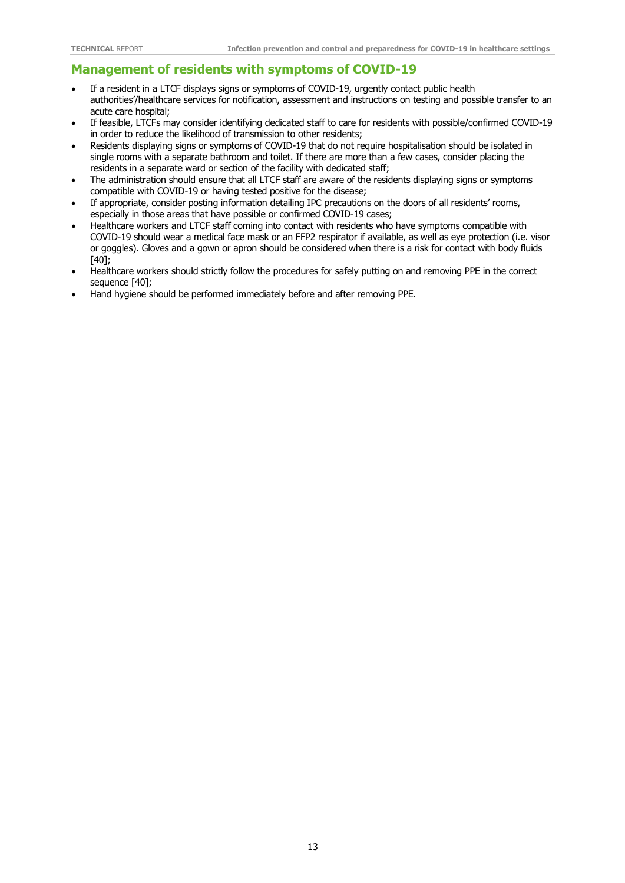## Management of residents with symptoms of COVID-19

- If a resident in a LTCF displays signs or symptoms of COVID-19, urgently contact public health authorities'/healthcare services for notification, assessment and instructions on testing and possible transfer to an acute care hospital;
- If feasible, LTCFs may consider identifying dedicated staff to care for residents with possible/confirmed COVID-19 in order to reduce the likelihood of transmission to other residents;
- Residents displaying signs or symptoms of COVID-19 that do not require hospitalisation should be isolated in single rooms with a separate bathroom and toilet. If there are more than a few cases, consider placing the residents in a separate ward or section of the facility with dedicated staff;
- The administration should ensure that all LTCF staff are aware of the residents displaying signs or symptoms compatible with COVID-19 or having tested positive for the disease;
- If appropriate, consider posting information detailing IPC precautions on the doors of all residents' rooms, especially in those areas that have possible or confirmed COVID-19 cases;
- Healthcare workers and LTCF staff coming into contact with residents who have symptoms compatible with COVID-19 should wear a medical face mask or an FFP2 respirator if available, as well as eye protection (i.e. visor or goggles). Gloves and a gown or apron should be considered when there is a risk for contact with body fluids [40];
- Healthcare workers should strictly follow the procedures for safely putting on and removing PPE in the correct sequence [40];
- Hand hygiene should be performed immediately before and after removing PPE.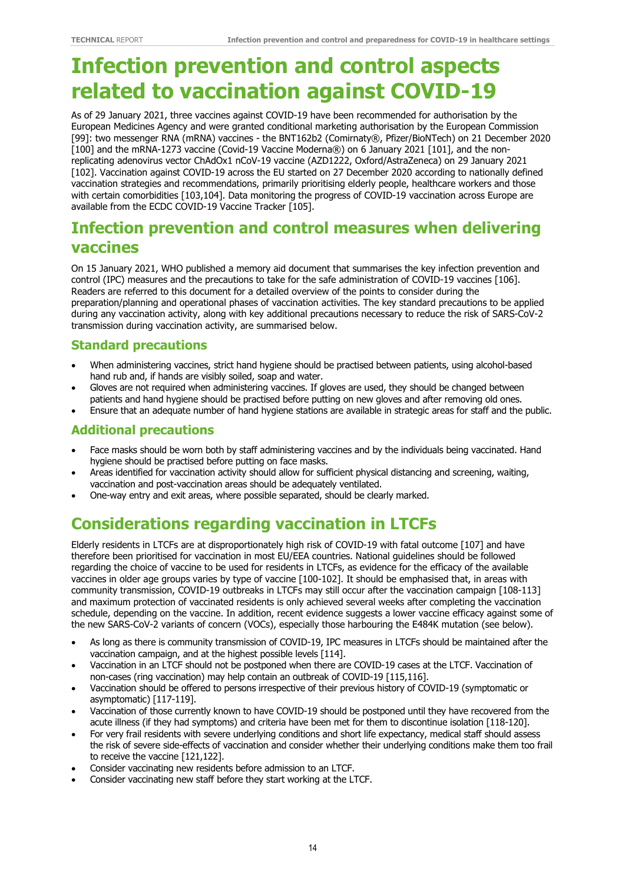# Infection prevention and control aspects related to vaccination against COVID-19

As of 29 January 2021, three vaccines against COVID-19 have been recommended for authorisation by the European Medicines Agency and were granted conditional marketing authorisation by the European Commission [99]: two messenger RNA (mRNA) vaccines - the BNT162b2 (Comirnaty®, Pfizer/BioNTech) on 21 December 2020 [100] and the mRNA-1273 vaccine (Covid-19 Vaccine Moderna®) on 6 January 2021 [101], and the non-replicating adenovirus vector ChAdOx1 nCoV-19 vaccine (AZD1222, Oxford/AstraZeneca) on 29 January 2021 [102]. Vaccination against COVID-19 across the EU started on 27 December 2020 according to nationally defined vaccination strategies and recommendations, primarily prioritising elderly people, healthcare workers and those with certain comorbidities [103,104]. Data monitoring the progress of COVID-19 vaccination across Europe are available from the ECDC COVID-19 Vaccine Tracker [105].

## Infection prevention and control measures when delivering vaccines

On 15 January 2021, WHO published a memory aid document that summarises the key infection prevention and control (IPC) measures and the precautions to take for the safe administration of COVID-19 vaccines [106]. Readers are referred to this document for a detailed overview of the points to consider during the preparation/planning and operational phases of vaccination activities. The key standard precautions to be applied during any vaccination activity, along with key additional precautions necessary to reduce the risk of SARS-CoV-2 transmission during vaccination activity, are summarised below.

### Standard precautions

- When administering vaccines, strict hand hygiene should be practised between patients, using alcohol-based hand rub and, if hands are visibly soiled, soap and water.
- Gloves are not required when administering vaccines. If gloves are used, they should be changed between patients and hand hygiene should be practised before putting on new gloves and after removing old ones.
- Ensure that an adequate number of hand hygiene stations are available in strategic areas for staff and the public.

### Additional precautions

- Face masks should be worn both by staff administering vaccines and by the individuals being vaccinated. Hand hygiene should be practised before putting on face masks.
- Areas identified for vaccination activity should allow for sufficient physical distancing and screening, waiting, vaccination and post-vaccination areas should be adequately ventilated.
- One-way entry and exit areas, where possible separated, should be clearly marked.

## Considerations regarding vaccination in LTCFs

Elderly residents in LTCFs are at disproportionately high risk of COVID-19 with fatal outcome [107] and have therefore been prioritised for vaccination in most EU/EEA countries. National guidelines should be followed regarding the choice of vaccine to be used for residents in LTCFs, as evidence for the efficacy of the available vaccines in older age groups varies by type of vaccine [100-102]. It should be emphasised that, in areas with community transmission, COVID-19 outbreaks in LTCFs may still occur after the vaccination campaign [108-113] and maximum protection of vaccinated residents is only achieved several weeks after completing the vaccination schedule, depending on the vaccine. In addition, recent evidence suggests a lower vaccine efficacy against some of the new SARS-CoV-2 variants of concern (VOCs), especially those harbouring the E484K mutation (see below).

- As long as there is community transmission of COVID-19, IPC measures in LTCFs should be maintained after the vaccination campaign, and at the highest possible levels [114].
- Vaccination in an LTCF should not be postponed when there are COVID-19 cases at the LTCF. Vaccination of non-cases (ring vaccination) may help contain an outbreak of COVID-19 [115,116].
- Vaccination should be offered to persons irrespective of their previous history of COVID-19 (symptomatic or asymptomatic) [117-119].
- Vaccination of those currently known to have COVID-19 should be postponed until they have recovered from the acute illness (if they had symptoms) and criteria have been met for them to discontinue isolation [118-120].
- For very frail residents with severe underlying conditions and short life expectancy, medical staff should assess the risk of severe side-effects of vaccination and consider whether their underlying conditions make them too frail to receive the vaccine [121,122].
- Consider vaccinating new residents before admission to an LTCF.
- Consider vaccinating new staff before they start working at the LTCF.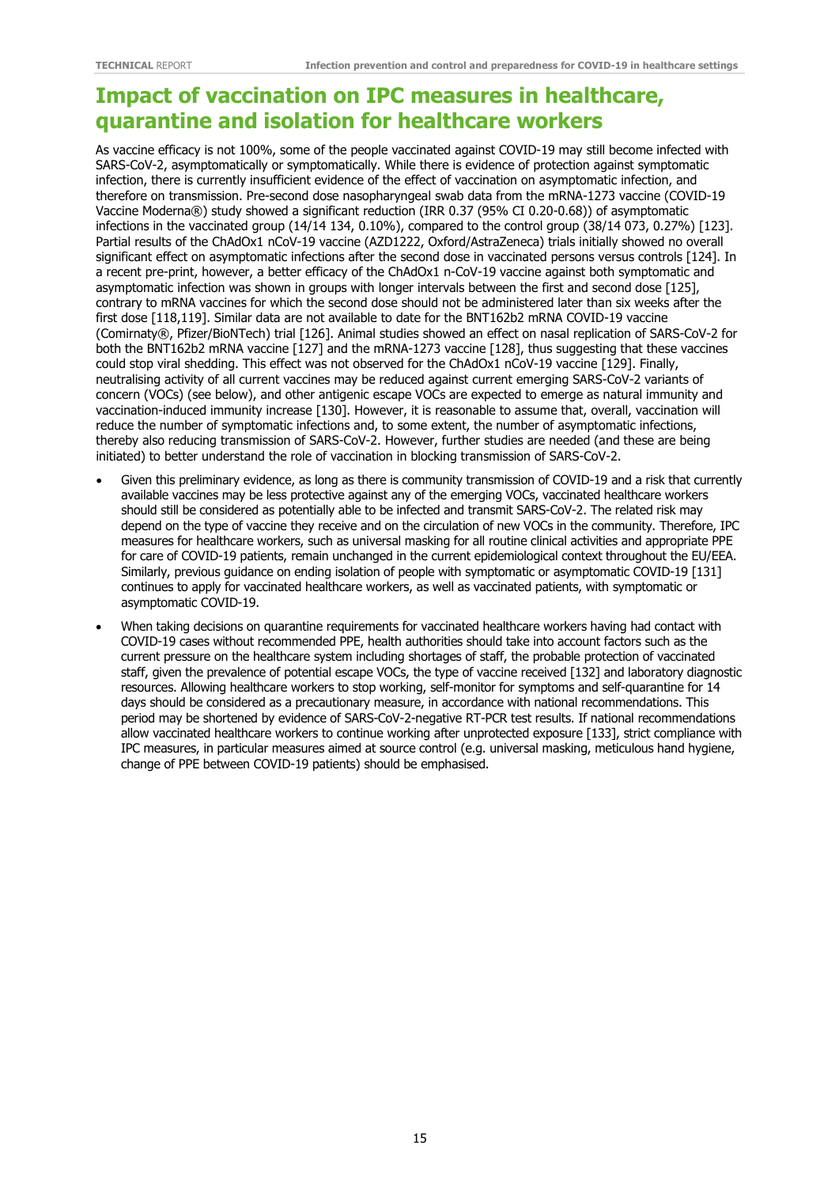## Impact of vaccination on IPC measures in healthcare, quarantine and isolation for healthcare workers

As vaccine efficacy is not 100%, some of the people vaccinated against COVID-19 may still become infected with SARS-CoV-2, asymptomatically or symptomatically. While there is evidence of protection against symptomatic infection, there is currently insufficient evidence of the effect of vaccination on asymptomatic infection, and therefore on transmission. Pre-second dose nasopharyngeal swab data from the mRNA-1273 vaccine (COVID-19 Vaccine Moderna®) study showed a significant reduction (IRR 0.37 (95% CI 0.20-0.68)) of asymptomatic infections in the vaccinated group (14/14 134, 0.10%), compared to the control group (38/14 073, 0.27%) [123]. Partial results of the ChAdOx1 nCoV-19 vaccine (AZD1222, Oxford/AstraZeneca) trials initially showed no overall significant effect on asymptomatic infections after the second dose in vaccinated persons versus controls [124]. In a recent pre-print, however, a better efficacy of the ChAdOx1 n-CoV-19 vaccine against both symptomatic and asymptomatic infection was shown in groups with longer intervals between the first and second dose [125], contrary to mRNA vaccines for which the second dose should not be administered later than six weeks after the first dose [118,119]. Similar data are not available to date for the BNT162b2 mRNA COVID-19 vaccine (Comirnaty®, Pfizer/BioNTech) trial [126]. Animal studies showed an effect on nasal replication of SARS-CoV-2 for both the BNT162b2 mRNA vaccine [127] and the mRNA-1273 vaccine [128], thus suggesting that these vaccines could stop viral shedding. This effect was not observed for the ChAdOx1 nCoV-19 vaccine [129]. Finally, neutralising activity of all current vaccines may be reduced against current emerging SARS-CoV-2 variants of concern (VOCs) (see below), and other antigenic escape VOCs are expected to emerge as natural immunity and vaccination-induced immunity increase [130]. However, it is reasonable to assume that, overall, vaccination will reduce the number of symptomatic infections and, to some extent, the number of asymptomatic infections, thereby also reducing transmission of SARS-CoV-2. However, further studies are needed (and these are being initiated) to better understand the role of vaccination in blocking transmission of SARS-CoV-2.

- Given this preliminary evidence, as long as there is community transmission of COVID-19 and a risk that currently available vaccines may be less protective against any of the emerging VOCs, vaccinated healthcare workers should still be considered as potentially able to be infected and transmit SARS-CoV-2. The related risk may depend on the type of vaccine they receive and on the circulation of new VOCs in the community. Therefore, IPC measures for healthcare workers, such as universal masking for all routine clinical activities and appropriate PPE for care of COVID-19 patients, remain unchanged in the current epidemiological context throughout the EU/EEA. Similarly, previous guidance on ending isolation of people with symptomatic or asymptomatic COVID-19 [131] continues to apply for vaccinated healthcare workers, as well as vaccinated patients, with symptomatic or asymptomatic COVID-19.
- When taking decisions on quarantine requirements for vaccinated healthcare workers having had contact with COVID-19 cases without recommended PPE, health authorities should take into account factors such as the current pressure on the healthcare system including shortages of staff, the probable protection of vaccinated staff, given the prevalence of potential escape VOCs, the type of vaccine received [132] and laboratory diagnostic resources. Allowing healthcare workers to stop working, self-monitor for symptoms and self-quarantine for 14 days should be considered as a precautionary measure, in accordance with national recommendations. This period may be shortened by evidence of SARS-CoV-2-negative RT-PCR test results. If national recommendations allow vaccinated healthcare workers to continue working after unprotected exposure [133], strict compliance with IPC measures, in particular measures aimed at source control (e.g. universal masking, meticulous hand hygiene, change of PPE between COVID-19 patients) should be emphasised.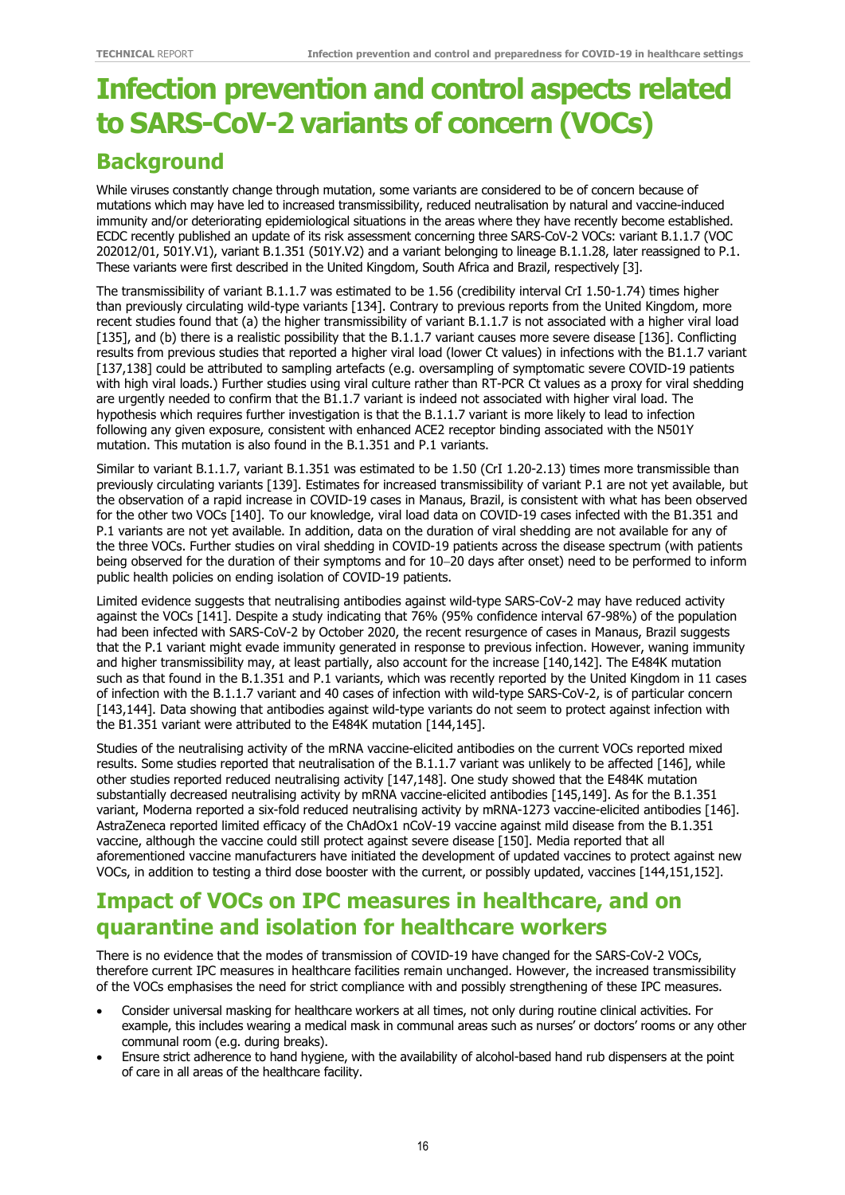# Infection prevention and control aspects related to SARS-CoV-2 variants of concern (VOCs)

## Background

While viruses constantly change through mutation, some variants are considered to be of concern because of mutations which may have led to increased transmissibility, reduced neutralisation by natural and vaccine-induced immunity and/or deteriorating epidemiological situations in the areas where they have recently become established. ECDC recently published an update of its risk assessment concerning three SARS-CoV-2 VOCs: variant B.1.1.7 (VOC 202012/01, 501Y.V1), variant B.1.351 (501Y.V2) and a variant belonging to lineage B.1.1.28, later reassigned to P.1. These variants were first described in the United Kingdom, South Africa and Brazil, respectively [3].

The transmissibility of variant B.1.1.7 was estimated to be 1.56 (credibility interval CrI 1.50-1.74) times higher than previously circulating wild-type variants [134]. Contrary to previous reports from the United Kingdom, more recent studies found that (a) the higher transmissibility of variant B.1.1.7 is not associated with a higher viral load [135], and (b) there is a realistic possibility that the B.1.1.7 variant causes more severe disease [136]. Conflicting results from previous studies that reported a higher viral load (lower Ct values) in infections with the B1.1.7 variant [137,138] could be attributed to sampling artefacts (e.g. oversampling of symptomatic severe COVID-19 patients with high viral loads.) Further studies using viral culture rather than RT-PCR Ct values as a proxy for viral shedding are urgently needed to confirm that the B1.1.7 variant is indeed not associated with higher viral load. The hypothesis which requires further investigation is that the B.1.1.7 variant is more likely to lead to infection following any given exposure, consistent with enhanced ACE2 receptor binding associated with the N501Y mutation. This mutation is also found in the B.1.351 and P.1 variants.

Similar to variant B.1.1.7, variant B.1.351 was estimated to be 1.50 (CrI 1.20-2.13) times more transmissible than previously circulating variants [139]. Estimates for increased transmissibility of variant P.1 are not yet available, but the observation of a rapid increase in COVID-19 cases in Manaus, Brazil, is consistent with what has been observed for the other two VOCs [140]. To our knowledge, viral load data on COVID-19 cases infected with the B1.351 and P.1 variants are not yet available. In addition, data on the duration of viral shedding are not available for any of the three VOCs. Further studies on viral shedding in COVID-19 patients across the disease spectrum (with patients being observed for the duration of their symptoms and for 10–20 days after onset) need to be performed to inform public health policies on ending isolation of COVID-19 patients.

Limited evidence suggests that neutralising antibodies against wild-type SARS-CoV-2 may have reduced activity against the VOCs [141]. Despite a study indicating that 76% (95% confidence interval 67-98%) of the population had been infected with SARS-CoV-2 by October 2020, the recent resurgence of cases in Manaus, Brazil suggests that the P.1 variant might evade immunity generated in response to previous infection. However, waning immunity and higher transmissibility may, at least partially, also account for the increase [140,142]. The E484K mutation such as that found in the B.1.351 and P.1 variants, which was recently reported by the United Kingdom in 11 cases of infection with the B.1.1.7 variant and 40 cases of infection with wild-type SARS-CoV-2, is of particular concern [143,144]. Data showing that antibodies against wild-type variants do not seem to protect against infection with the B1.351 variant were attributed to the E484K mutation [144,145].

Studies of the neutralising activity of the mRNA vaccine-elicited antibodies on the current VOCs reported mixed results. Some studies reported that neutralisation of the B.1.1.7 variant was unlikely to be affected [146], while other studies reported reduced neutralising activity [147,148]. One study showed that the E484K mutation substantially decreased neutralising activity by mRNA vaccine-elicited antibodies [145,149]. As for the B.1.351 variant, Moderna reported a six-fold reduced neutralising activity by mRNA-1273 vaccine-elicited antibodies [146]. AstraZeneca reported limited efficacy of the ChAdOx1 nCoV-19 vaccine against mild disease from the B.1.351 vaccine, although the vaccine could still protect against severe disease [150]. Media reported that all aforementioned vaccine manufacturers have initiated the development of updated vaccines to protect against new VOCs, in addition to testing a third dose booster with the current, or possibly updated, vaccines [144,151,152].

## Impact of VOCs on IPC measures in healthcare, and on quarantine and isolation for healthcare workers

There is no evidence that the modes of transmission of COVID-19 have changed for the SARS-CoV-2 VOCs, therefore current IPC measures in healthcare facilities remain unchanged. However, the increased transmissibility of the VOCs emphasises the need for strict compliance with and possibly strengthening of these IPC measures.

- Consider universal masking for healthcare workers at all times, not only during routine clinical activities. For example, this includes wearing a medical mask in communal areas such as nurses' or doctors' rooms or any other communal room (e.g. during breaks).
- Ensure strict adherence to hand hygiene, with the availability of alcohol-based hand rub dispensers at the point of care in all areas of the healthcare facility.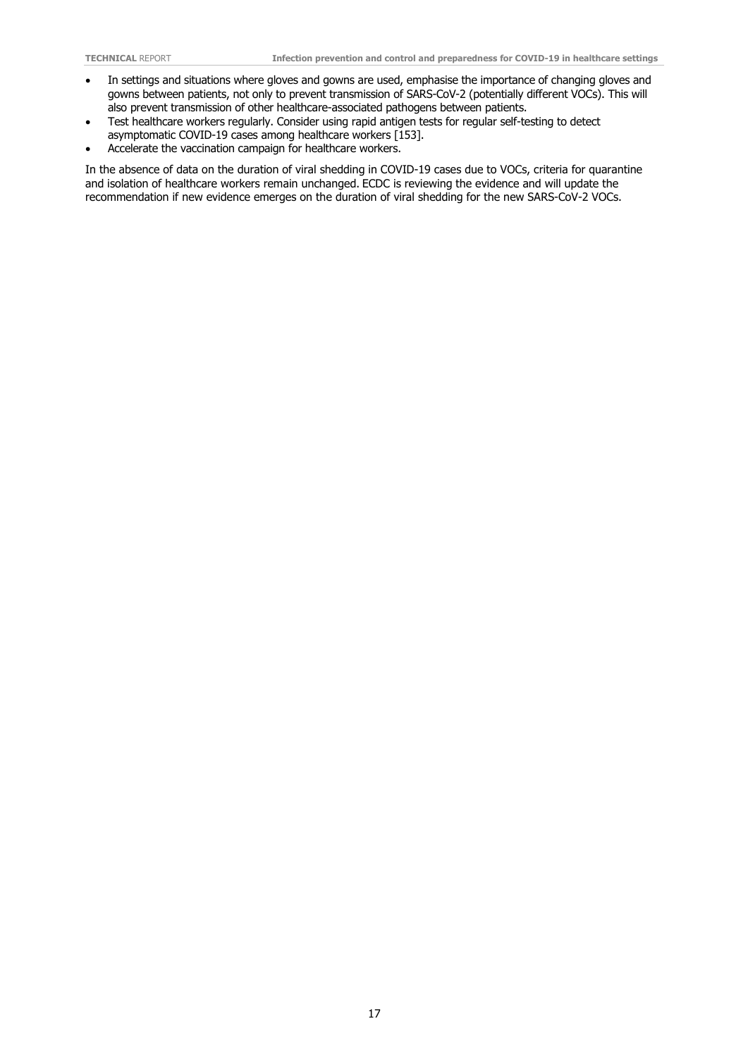- In settings and situations where gloves and gowns are used, emphasise the importance of changing gloves and gowns between patients, not only to prevent transmission of SARS-CoV-2 (potentially different VOCs). This will also prevent transmission of other healthcare-associated pathogens between patients.
- Test healthcare workers regularly. Consider using rapid antigen tests for regular self-testing to detect asymptomatic COVID-19 cases among healthcare workers [153].
- Accelerate the vaccination campaign for healthcare workers.

In the absence of data on the duration of viral shedding in COVID-19 cases due to VOCs, criteria for quarantine and isolation of healthcare workers remain unchanged. ECDC is reviewing the evidence and will update the recommendation if new evidence emerges on the duration of viral shedding for the new SARS-CoV-2 VOCs.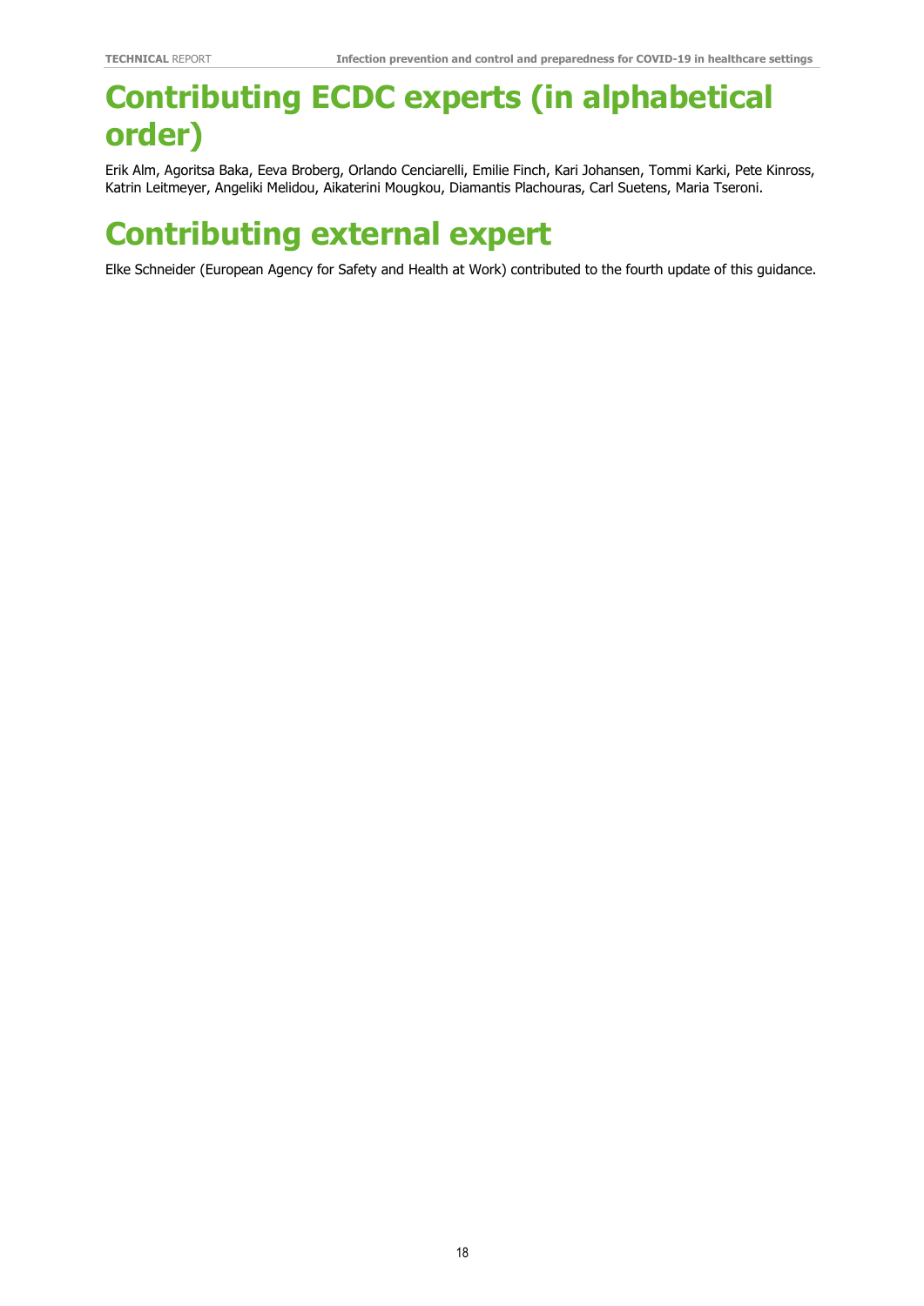# Contributing ECDC experts (in alphabetical order)

Erik Alm, Agoritsa Baka, Eeva Broberg, Orlando Cenciarelli, Emilie Finch, Kari Johansen, Tommi Karki, Pete Kinross, Katrin Leitmeyer, Angeliki Melidou, Aikaterini Mougkou, Diamantis Plachouras, Carl Suetens, Maria Tseroni.

# Contributing external expert

Elke Schneider (European Agency for Safety and Health at Work) contributed to the fourth update of this guidance.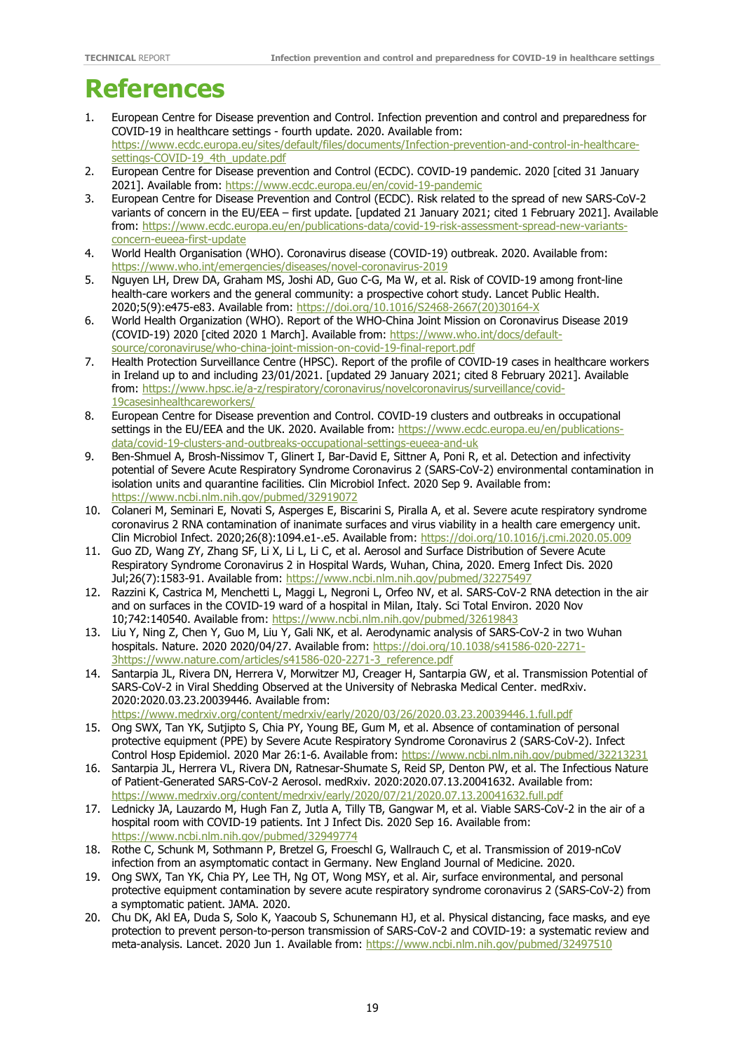# References

1. European Centre for Disease prevention and Control. Infection prevention and control and preparedness for COVID-19 in healthcare settings - fourth update. 2020. Available from: https://www.ecdc.europa.eu/sites/default/files/documents/Infection-prevention-and-control-in-healthcare-settings-COVID-19_4th_update.pdf
2. European Centre for Disease prevention and Control (ECDC). COVID-19 pandemic. 2020 [cited 31 January 2021]. Available from: https://www.ecdc.europa.eu/en/covid-19-pandemic
3. European Centre for Disease Prevention and Control (ECDC). Risk related to the spread of new SARS-CoV-2 variants of concern in the EU/EEA – first update. [updated 21 January 2021; cited 1 February 2021]. Available from: https://www.ecdc.europa.eu/en/publications-data/covid-19-risk-assessment-spread-new-variants-concern-eueea-first-update
4. World Health Organisation (WHO). Coronavirus disease (COVID-19) outbreak. 2020. Available from: https://www.who.int/emergencies/diseases/novel-coronavirus-2019
5. Nguyen LH, Drew DA, Graham MS, Joshi AD, Guo C-G, Ma W, et al. Risk of COVID-19 among front-line health-care workers and the general community: a prospective cohort study. Lancet Public Health. 2020;5(9):e475-e83. Available from: https://doi.org/10.1016/S2468-2667(20)30164-X
6. World Health Organization (WHO). Report of the WHO-China Joint Mission on Coronavirus Disease 2019 (COVID-19) 2020 [cited 2020 1 March]. Available from: https://www.who.int/docs/default-source/coronaviruse/who-china-joint-mission-on-covid-19-final-report.pdf
7. Health Protection Surveillance Centre (HPSC). Report of the profile of COVID-19 cases in healthcare workers in Ireland up to and including 23/01/2021. [updated 29 January 2021; cited 8 February 2021]. Available from: https://www.hpsc.ie/a-z/respiratory/coronavirus/novelcoronavirus/surveillance/covid-19casesinhealthcareworkers/
8. European Centre for Disease prevention and Control. COVID-19 clusters and outbreaks in occupational settings in the EU/EEA and the UK. 2020. Available from: https://www.ecdc.europa.eu/en/publications-data/covid-19-clusters-and-outbreaks-occupational-settings-eueea-and-uk
9. Ben-Shmuel A, Brosh-Nissimov T, Glinert I, Bar-David E, Sittner A, Poni R, et al. Detection and infectivity potential of Severe Acute Respiratory Syndrome Coronavirus 2 (SARS-CoV-2) environmental contamination in isolation units and quarantine facilities. Clin Microbiol Infect. 2020 Sep 9. Available from: https://www.ncbi.nlm.nih.gov/pubmed/32919072
10. Colaneri M, Seminari E, Novati S, Asperges E, Biscarini S, Piralla A, et al. Severe acute respiratory syndrome coronavirus 2 RNA contamination of inanimate surfaces and virus viability in a health care emergency unit. Clin Microbiol Infect. 2020;26(8):1094.e1-.e5. Available from: https://doi.org/10.1016/j.cmi.2020.05.009
11. Guo ZD, Wang ZY, Zhang SF, Li X, Li L, Li C, et al. Aerosol and Surface Distribution of Severe Acute Respiratory Syndrome Coronavirus 2 in Hospital Wards, Wuhan, China, 2020. Emerg Infect Dis. 2020 Jul;26(7):1583-91. Available from: https://www.ncbi.nlm.nih.gov/pubmed/32275497
12. Razzini K, Castrica M, Menchetti L, Maggi L, Negroni L, Orfeo NV, et al. SARS-CoV-2 RNA detection in the air and on surfaces in the COVID-19 ward of a hospital in Milan, Italy. Sci Total Environ. 2020 Nov 10;742:140540. Available from: https://www.ncbi.nlm.nih.gov/pubmed/32619843
13. Liu Y, Ning Z, Chen Y, Guo M, Liu Y, Gali NK, et al. Aerodynamic analysis of SARS-CoV-2 in two Wuhan hospitals. Nature. 2020 2020/04/27. Available from: https://doi.org/10.1038/s41586-020-2271-3https://www.nature.com/articles/s41586-020-2271-3_reference.pdf
14. Santarpia JL, Rivera DN, Herrera V, Morwitzer MJ, Creager H, Santarpia GW, et al. Transmission Potential of SARS-CoV-2 in Viral Shedding Observed at the University of Nebraska Medical Center. medRxiv. 2020:2020.03.23.20039446. Available from: https://www.medrxiv.org/content/medrxiv/early/2020/03/26/2020.03.23.20039446.1.full.pdf
15. Ong SWX, Tan YK, Sutjipto S, Chia PY, Young BE, Gum M, et al. Absence of contamination of personal protective equipment (PPE) by Severe Acute Respiratory Syndrome Coronavirus 2 (SARS-CoV-2). Infect Control Hosp Epidemiol. 2020 Mar 26:1-6. Available from: https://www.ncbi.nlm.nih.gov/pubmed/32213231
16. Santarpia JL, Herrera VL, Rivera DN, Ratnesar-Shumate S, Reid SP, Denton PW, et al. The Infectious Nature of Patient-Generated SARS-CoV-2 Aerosol. medRxiv. 2020:2020.07.13.20041632. Available from: https://www.medrxiv.org/content/medrxiv/early/2020/07/21/2020.07.13.20041632.full.pdf
17. Lednicky JA, Lauzardo M, Hugh Fan Z, Jutla A, Tilly TB, Gangwar M, et al. Viable SARS-CoV-2 in the air of a hospital room with COVID-19 patients. Int J Infect Dis. 2020 Sep 16. Available from: https://www.ncbi.nlm.nih.gov/pubmed/32949774
18. Rothe C, Schunk M, Sothmann P, Bretzel G, Froeschl G, Wallrauch C, et al. Transmission of 2019-nCoV infection from an asymptomatic contact in Germany. New England Journal of Medicine. 2020.
19. Ong SWX, Tan YK, Chia PY, Lee TH, Ng OT, Wong MSY, et al. Air, surface environmental, and personal protective equipment contamination by severe acute respiratory syndrome coronavirus 2 (SARS-CoV-2) from a symptomatic patient. JAMA. 2020.
20. Chu DK, Akl EA, Duda S, Solo K, Yaacoub S, Schunemann HJ, et al. Physical distancing, face masks, and eye protection to prevent person-to-person transmission of SARS-CoV-2 and COVID-19: a systematic review and meta-analysis. Lancet. 2020 Jun 1. Available from: https://www.ncbi.nlm.nih.gov/pubmed/32497510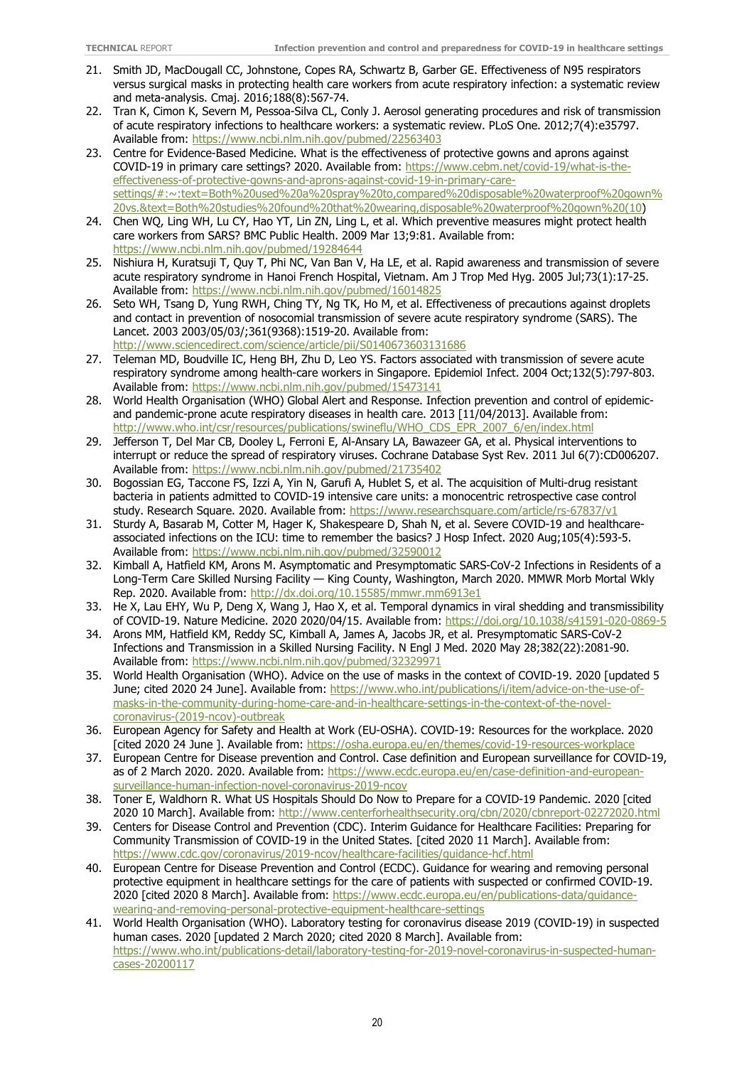21. Smith JD, MacDougall CC, Johnstone, Copes RA, Schwartz B, Garber GE. Effectiveness of N95 respirators versus surgical masks in protecting health care workers from acute respiratory infection: a systematic review and meta-analysis. Cmaj. 2016;188(8):567-74.
22. Tran K, Cimon K, Severn M, Pessoa-Silva CL, Conly J. Aerosol generating procedures and risk of transmission of acute respiratory infections to healthcare workers: a systematic review. PLoS One. 2012;7(4):e35797. Available from: https://www.ncbi.nlm.nih.gov/pubmed/22563403
23. Centre for Evidence-Based Medicine. What is the effectiveness of protective gowns and aprons against COVID-19 in primary care settings? 2020. Available from: https://www.cebm.net/covid-19/what-is-the-effectiveness-of-protective-gowns-and-aprons-against-covid-19-in-primary-care-settings/#:~:text=Both%20used%20a%20spray%20to,compared%20disposable%20waterproof%20gown%20vs.&text=Both%20studies%20found%20that%20wearing,disposable%20waterproof%20gown%20(10)
24. Chen WQ, Ling WH, Lu CY, Hao YT, Lin ZN, Ling L, et al. Which preventive measures might protect health care workers from SARS? BMC Public Health. 2009 Mar 13;9:81. Available from: https://www.ncbi.nlm.nih.gov/pubmed/19284644
25. Nishiura H, Kuratsuji T, Quy T, Phi NC, Van Ban V, Ha LE, et al. Rapid awareness and transmission of severe acute respiratory syndrome in Hanoi French Hospital, Vietnam. Am J Trop Med Hyg. 2005 Jul;73(1):17-25. Available from: https://www.ncbi.nlm.nih.gov/pubmed/16014825
26. Seto WH, Tsang D, Yung RWH, Ching TY, Ng TK, Ho M, et al. Effectiveness of precautions against droplets and contact in prevention of nosocomial transmission of severe acute respiratory syndrome (SARS). The Lancet. 2003 2003/05/03/;361(9368):1519-20. Available from: http://www.sciencedirect.com/science/article/pii/S0140673603131686
27. Teleman MD, Boudville IC, Heng BH, Zhu D, Leo YS. Factors associated with transmission of severe acute respiratory syndrome among health-care workers in Singapore. Epidemiol Infect. 2004 Oct;132(5):797-803. Available from: https://www.ncbi.nlm.nih.gov/pubmed/15473141
28. World Health Organisation (WHO) Global Alert and Response. Infection prevention and control of epidemic- and pandemic-prone acute respiratory diseases in health care. 2013 [11/04/2013]. Available from: http://www.who.int/csr/resources/publications/swineflu/WHO_CDS_EPR_2007_6/en/index.html
29. Jefferson T, Del Mar CB, Dooley L, Ferroni E, Al-Ansary LA, Bawazeer GA, et al. Physical interventions to interrupt or reduce the spread of respiratory viruses. Cochrane Database Syst Rev. 2011 Jul 6(7):CD006207. Available from: https://www.ncbi.nlm.nih.gov/pubmed/21735402
30. Bogossian EG, Taccone FS, Izzi A, Yin N, Garufi A, Hublet S, et al. The acquisition of Multi-drug resistant bacteria in patients admitted to COVID-19 intensive care units: a monocentric retrospective case control study. Research Square. 2020. Available from: https://www.researchsquare.com/article/rs-67837/v1
31. Sturdy A, Basarab M, Cotter M, Hager K, Shakespeare D, Shah N, et al. Severe COVID-19 and healthcare-associated infections on the ICU: time to remember the basics? J Hosp Infect. 2020 Aug;105(4):593-5. Available from: https://www.ncbi.nlm.nih.gov/pubmed/32590012
32. Kimball A, Hatfield KM, Arons M. Asymptomatic and Presymptomatic SARS-CoV-2 Infections in Residents of a Long-Term Care Skilled Nursing Facility — King County, Washington, March 2020. MMWR Morb Mortal Wkly Rep. 2020. Available from: http://dx.doi.org/10.15585/mmwr.mm6913e1
33. He X, Lau EHY, Wu P, Deng X, Wang J, Hao X, et al. Temporal dynamics in viral shedding and transmissibility of COVID-19. Nature Medicine. 2020 2020/04/15. Available from: https://doi.org/10.1038/s41591-020-0869-5
34. Arons MM, Hatfield KM, Reddy SC, Kimball A, James A, Jacobs JR, et al. Presymptomatic SARS-CoV-2 Infections and Transmission in a Skilled Nursing Facility. N Engl J Med. 2020 May 28;382(22):2081-90. Available from: https://www.ncbi.nlm.nih.gov/pubmed/32329971
35. World Health Organisation (WHO). Advice on the use of masks in the context of COVID-19. 2020 [updated 5 June; cited 2020 24 June]. Available from: https://www.who.int/publications/i/item/advice-on-the-use-of-masks-in-the-community-during-home-care-and-in-healthcare-settings-in-the-context-of-the-novel-coronavirus-(2019-ncov)-outbreak
36. European Agency for Safety and Health at Work (EU-OSHA). COVID-19: Resources for the workplace. 2020 [cited 2020 24 June ]. Available from: https://osha.europa.eu/en/themes/covid-19-resources-workplace
37. European Centre for Disease prevention and Control. Case definition and European surveillance for COVID-19, as of 2 March 2020. 2020. Available from: https://www.ecdc.europa.eu/en/case-definition-and-european-surveillance-human-infection-novel-coronavirus-2019-ncov
38. Toner E, Waldhorn R. What US Hospitals Should Do Now to Prepare for a COVID-19 Pandemic. 2020 [cited 2020 10 March]. Available from: http://www.centerforhealthsecurity.org/cbn/2020/cbnreport-02272020.html
39. Centers for Disease Control and Prevention (CDC). Interim Guidance for Healthcare Facilities: Preparing for Community Transmission of COVID-19 in the United States. [cited 2020 11 March]. Available from: https://www.cdc.gov/coronavirus/2019-ncov/healthcare-facilities/guidance-hcf.html
40. European Centre for Disease Prevention and Control (ECDC). Guidance for wearing and removing personal protective equipment in healthcare settings for the care of patients with suspected or confirmed COVID-19. 2020 [cited 2020 8 March]. Available from: https://www.ecdc.europa.eu/en/publications-data/guidance-wearing-and-removing-personal-protective-equipment-healthcare-settings
41. World Health Organisation (WHO). Laboratory testing for coronavirus disease 2019 (COVID-19) in suspected human cases. 2020 [updated 2 March 2020; cited 2020 8 March]. Available from: https://www.who.int/publications-detail/laboratory-testing-for-2019-novel-coronavirus-in-suspected-human-cases-20200117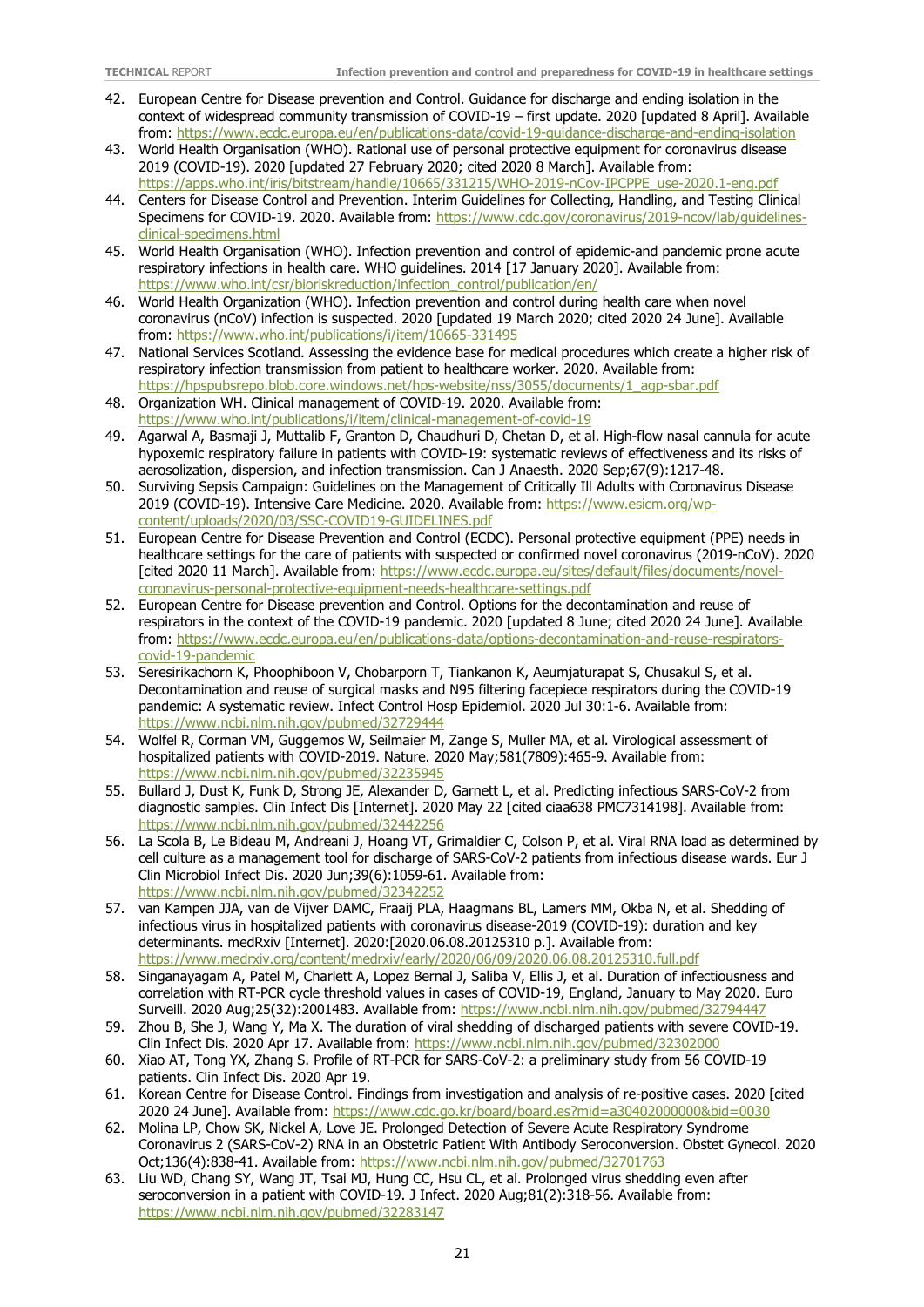42. European Centre for Disease prevention and Control. Guidance for discharge and ending isolation in the context of widespread community transmission of COVID-19 – first update. 2020 [updated 8 April]. Available from: https://www.ecdc.europa.eu/en/publications-data/covid-19-guidance-discharge-and-ending-isolation
43. World Health Organisation (WHO). Rational use of personal protective equipment for coronavirus disease 2019 (COVID-19). 2020 [updated 27 February 2020; cited 2020 8 March]. Available from: https://apps.who.int/iris/bitstream/handle/10665/331215/WHO-2019-nCov-IPCPPE_use-2020.1-eng.pdf
44. Centers for Disease Control and Prevention. Interim Guidelines for Collecting, Handling, and Testing Clinical Specimens for COVID-19. 2020. Available from: https://www.cdc.gov/coronavirus/2019-ncov/lab/guidelines-clinical-specimens.html
45. World Health Organisation (WHO). Infection prevention and control of epidemic-and pandemic prone acute respiratory infections in health care. WHO guidelines. 2014 [17 January 2020]. Available from: https://www.who.int/csr/bioriskreduction/infection_control/publication/en/
46. World Health Organization (WHO). Infection prevention and control during health care when novel coronavirus (nCoV) infection is suspected. 2020 [updated 19 March 2020; cited 2020 24 June]. Available from: https://www.who.int/publications/i/item/10665-331495
47. National Services Scotland. Assessing the evidence base for medical procedures which create a higher risk of respiratory infection transmission from patient to healthcare worker. 2020. Available from: https://hpspubsrepo.blob.core.windows.net/hps-website/nss/3055/documents/1_agp-sbar.pdf
48. Organization WH. Clinical management of COVID-19. 2020. Available from: https://www.who.int/publications/i/item/clinical-management-of-covid-19
49. Agarwal A, Basmaji J, Muttalib F, Granton D, Chaudhuri D, Chetan D, et al. High-flow nasal cannula for acute hypoxemic respiratory failure in patients with COVID-19: systematic reviews of effectiveness and its risks of aerosolization, dispersion, and infection transmission. Can J Anaesth. 2020 Sep;67(9):1217-48.
50. Surviving Sepsis Campaign: Guidelines on the Management of Critically Ill Adults with Coronavirus Disease 2019 (COVID-19). Intensive Care Medicine. 2020. Available from: https://www.esicm.org/wp-content/uploads/2020/03/SSC-COVID19-GUIDELINES.pdf
51. European Centre for Disease Prevention and Control (ECDC). Personal protective equipment (PPE) needs in healthcare settings for the care of patients with suspected or confirmed novel coronavirus (2019-nCoV). 2020 [cited 2020 11 March]. Available from: https://www.ecdc.europa.eu/sites/default/files/documents/novel-coronavirus-personal-protective-equipment-needs-healthcare-settings.pdf
52. European Centre for Disease prevention and Control. Options for the decontamination and reuse of respirators in the context of the COVID-19 pandemic. 2020 [updated 8 June; cited 2020 24 June]. Available from: https://www.ecdc.europa.eu/en/publications-data/options-decontamination-and-reuse-respirators-covid-19-pandemic
53. Seresirikachorn K, Phoophiboon V, Chobarporn T, Tiankanon K, Aeumjaturapat S, Chusakul S, et al. Decontamination and reuse of surgical masks and N95 filtering facepiece respirators during the COVID-19 pandemic: A systematic review. Infect Control Hosp Epidemiol. 2020 Jul 30:1-6. Available from: https://www.ncbi.nlm.nih.gov/pubmed/32729444
54. Wolfel R, Corman VM, Guggemos W, Seilmaier M, Zange S, Muller MA, et al. Virological assessment of hospitalized patients with COVID-2019. Nature. 2020 May;581(7809):465-9. Available from: https://www.ncbi.nlm.nih.gov/pubmed/32235945
55. Bullard J, Dust K, Funk D, Strong JE, Alexander D, Garnett L, et al. Predicting infectious SARS-CoV-2 from diagnostic samples. Clin Infect Dis [Internet]. 2020 May 22 [cited ciaa638 PMC7314198]. Available from: https://www.ncbi.nlm.nih.gov/pubmed/32442256
56. La Scola B, Le Bideau M, Andreani J, Hoang VT, Grimaldier C, Colson P, et al. Viral RNA load as determined by cell culture as a management tool for discharge of SARS-CoV-2 patients from infectious disease wards. Eur J Clin Microbiol Infect Dis. 2020 Jun;39(6):1059-61. Available from: https://www.ncbi.nlm.nih.gov/pubmed/32342252
57. van Kampen JJA, van de Vijver DAMC, Fraaij PLA, Haagmans BL, Lamers MM, Okba N, et al. Shedding of infectious virus in hospitalized patients with coronavirus disease-2019 (COVID-19): duration and key determinants. medRxiv [Internet]. 2020:[2020.06.08.20125310 p.]. Available from: https://www.medrxiv.org/content/medrxiv/early/2020/06/09/2020.06.08.20125310.full.pdf
58. Singanayagam A, Patel M, Charlett A, Lopez Bernal J, Saliba V, Ellis J, et al. Duration of infectiousness and correlation with RT-PCR cycle threshold values in cases of COVID-19, England, January to May 2020. Euro Surveill. 2020 Aug;25(32):2001483. Available from: https://www.ncbi.nlm.nih.gov/pubmed/32794447
59. Zhou B, She J, Wang Y, Ma X. The duration of viral shedding of discharged patients with severe COVID-19. Clin Infect Dis. 2020 Apr 17. Available from: https://www.ncbi.nlm.nih.gov/pubmed/32302000
60. Xiao AT, Tong YX, Zhang S. Profile of RT-PCR for SARS-CoV-2: a preliminary study from 56 COVID-19 patients. Clin Infect Dis. 2020 Apr 19.
61. Korean Centre for Disease Control. Findings from investigation and analysis of re-positive cases. 2020 [cited 2020 24 June]. Available from: https://www.cdc.go.kr/board/board.es?mid=a30402000000&bid=0030
62. Molina LP, Chow SK, Nickel A, Love JE. Prolonged Detection of Severe Acute Respiratory Syndrome Coronavirus 2 (SARS-CoV-2) RNA in an Obstetric Patient With Antibody Seroconversion. Obstet Gynecol. 2020 Oct;136(4):838-41. Available from: https://www.ncbi.nlm.nih.gov/pubmed/32701763
63. Liu WD, Chang SY, Wang JT, Tsai MJ, Hung CC, Hsu CL, et al. Prolonged virus shedding even after seroconversion in a patient with COVID-19. J Infect. 2020 Aug;81(2):318-56. Available from: https://www.ncbi.nlm.nih.gov/pubmed/32283147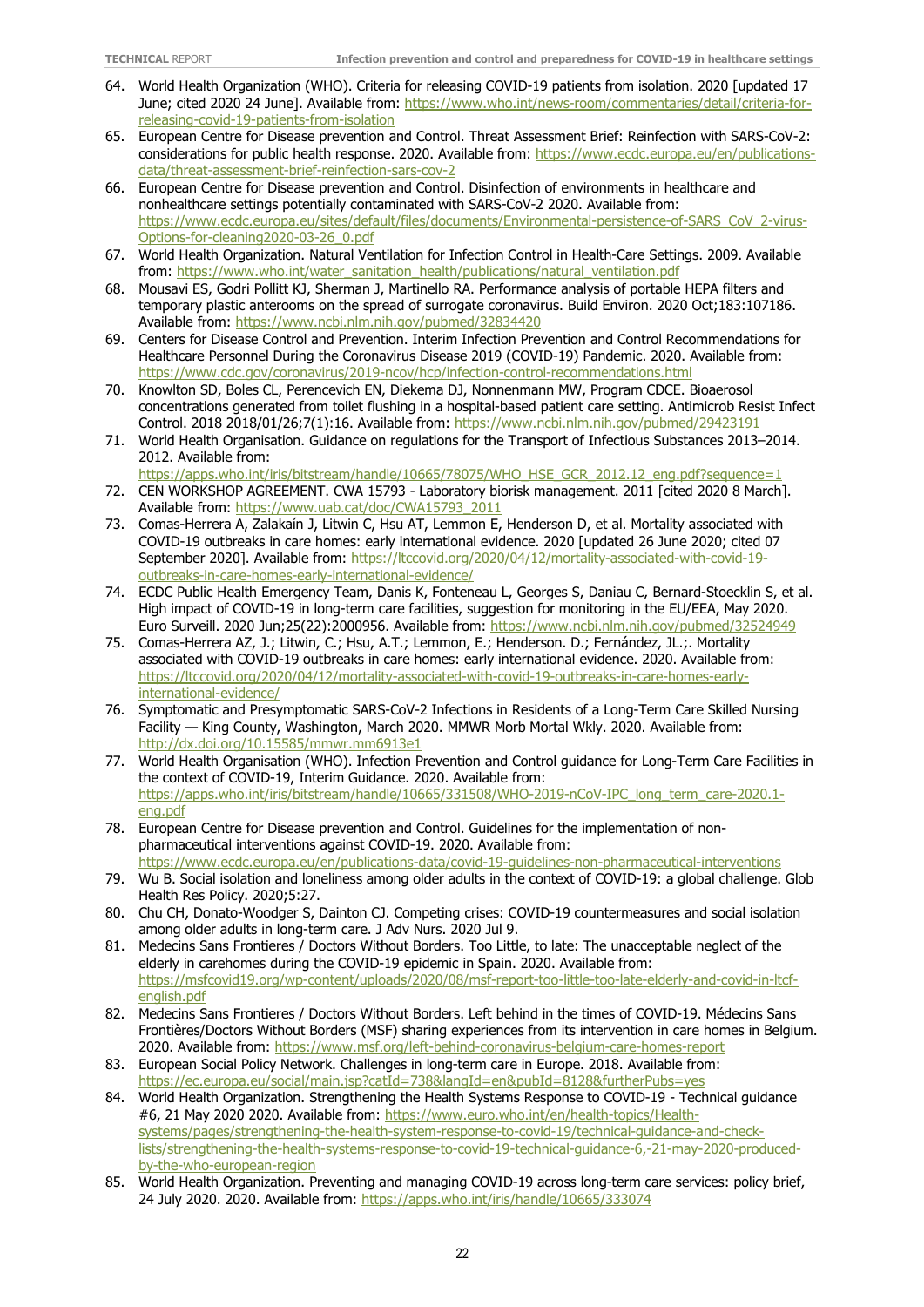64. World Health Organization (WHO). Criteria for releasing COVID-19 patients from isolation. 2020 [updated 17 June; cited 2020 24 June]. Available from: https://www.who.int/news-room/commentaries/detail/criteria-for-releasing-covid-19-patients-from-isolation
65. European Centre for Disease prevention and Control. Threat Assessment Brief: Reinfection with SARS-CoV-2: considerations for public health response. 2020. Available from: https://www.ecdc.europa.eu/en/publications-data/threat-assessment-brief-reinfection-sars-cov-2
66. European Centre for Disease prevention and Control. Disinfection of environments in healthcare and nonhealthcare settings potentially contaminated with SARS-CoV-2 2020. Available from: https://www.ecdc.europa.eu/sites/default/files/documents/Environmental-persistence-of-SARS_CoV_2-virus-Options-for-cleaning2020-03-26_0.pdf
67. World Health Organization. Natural Ventilation for Infection Control in Health-Care Settings. 2009. Available from: https://www.who.int/water_sanitation_health/publications/natural_ventilation.pdf
68. Mousavi ES, Godri Pollitt KJ, Sherman J, Martinello RA. Performance analysis of portable HEPA filters and temporary plastic anterooms on the spread of surrogate coronavirus. Build Environ. 2020 Oct;183:107186. Available from: https://www.ncbi.nlm.nih.gov/pubmed/32834420
69. Centers for Disease Control and Prevention. Interim Infection Prevention and Control Recommendations for Healthcare Personnel During the Coronavirus Disease 2019 (COVID-19) Pandemic. 2020. Available from: https://www.cdc.gov/coronavirus/2019-ncov/hcp/infection-control-recommendations.html
70. Knowlton SD, Boles CL, Perencevich EN, Diekema DJ, Nonnenmann MW, Program CDCE. Bioaerosol concentrations generated from toilet flushing in a hospital-based patient care setting. Antimicrob Resist Infect Control. 2018 2018/01/26;7(1):16. Available from: https://www.ncbi.nlm.nih.gov/pubmed/29423191
71. World Health Organisation. Guidance on regulations for the Transport of Infectious Substances 2013–2014. 2012. Available from: https://apps.who.int/iris/bitstream/handle/10665/78075/WHO_HSE_GCR_2012.12_eng.pdf?sequence=1
72. CEN WORKSHOP AGREEMENT. CWA 15793 - Laboratory biorisk management. 2011 [cited 2020 8 March]. Available from: https://www.uab.cat/doc/CWA15793_2011
73. Comas-Herrera A, Zalakaín J, Litwin C, Hsu AT, Lemmon E, Henderson D, et al. Mortality associated with COVID-19 outbreaks in care homes: early international evidence. 2020 [updated 26 June 2020; cited 07 September 2020]. Available from: https://ltccovid.org/2020/04/12/mortality-associated-with-covid-19-outbreaks-in-care-homes-early-international-evidence/
74. ECDC Public Health Emergency Team, Danis K, Fonteneau L, Georges S, Daniau C, Bernard-Stoecklin S, et al. High impact of COVID-19 in long-term care facilities, suggestion for monitoring in the EU/EEA, May 2020. Euro Surveill. 2020 Jun;25(22):2000956. Available from: https://www.ncbi.nlm.nih.gov/pubmed/32524949
75. Comas-Herrera AZ, J.; Litwin, C.; Hsu, A.T.; Lemmon, E.; Henderson. D.; Fernández, JL.;. Mortality associated with COVID-19 outbreaks in care homes: early international evidence. 2020. Available from: https://ltccovid.org/2020/04/12/mortality-associated-with-covid-19-outbreaks-in-care-homes-early-international-evidence/
76. Symptomatic and Presymptomatic SARS-CoV-2 Infections in Residents of a Long-Term Care Skilled Nursing Facility — King County, Washington, March 2020. MMWR Morb Mortal Wkly. 2020. Available from: http://dx.doi.org/10.15585/mmwr.mm6913e1
77. World Health Organisation (WHO). Infection Prevention and Control guidance for Long-Term Care Facilities in the context of COVID-19, Interim Guidance. 2020. Available from: https://apps.who.int/iris/bitstream/handle/10665/331508/WHO-2019-nCoV-IPC_long_term_care-2020.1-eng.pdf
78. European Centre for Disease prevention and Control. Guidelines for the implementation of non-pharmaceutical interventions against COVID-19. 2020. Available from: https://www.ecdc.europa.eu/en/publications-data/covid-19-guidelines-non-pharmaceutical-interventions
79. Wu B. Social isolation and loneliness among older adults in the context of COVID-19: a global challenge. Glob Health Res Policy. 2020;5:27.
80. Chu CH, Donato-Woodger S, Dainton CJ. Competing crises: COVID-19 countermeasures and social isolation among older adults in long-term care. J Adv Nurs. 2020 Jul 9.
81. Medecins Sans Frontieres / Doctors Without Borders. Too Little, to late: The unacceptable neglect of the elderly in carehomes during the COVID-19 epidemic in Spain. 2020. Available from: https://msfcovid19.org/wp-content/uploads/2020/08/msf-report-too-little-too-late-elderly-and-covid-in-ltcf-english.pdf
82. Medecins Sans Frontieres / Doctors Without Borders. Left behind in the times of COVID-19. Médecins Sans Frontières/Doctors Without Borders (MSF) sharing experiences from its intervention in care homes in Belgium. 2020. Available from: https://www.msf.org/left-behind-coronavirus-belgium-care-homes-report
83. European Social Policy Network. Challenges in long-term care in Europe. 2018. Available from: https://ec.europa.eu/social/main.jsp?catId=738&langId=en&pubId=8128&furtherPubs=yes
84. World Health Organization. Strengthening the Health Systems Response to COVID-19 - Technical guidance #6, 21 May 2020 2020. Available from: https://www.euro.who.int/en/health-topics/Health-systems/pages/strengthening-the-health-system-response-to-covid-19/technical-guidance-and-check-lists/strengthening-the-health-systems-response-to-covid-19-technical-guidance-6,-21-may-2020-produced-by-the-who-european-region
85. World Health Organization. Preventing and managing COVID-19 across long-term care services: policy brief, 24 July 2020. 2020. Available from: https://apps.who.int/iris/handle/10665/333074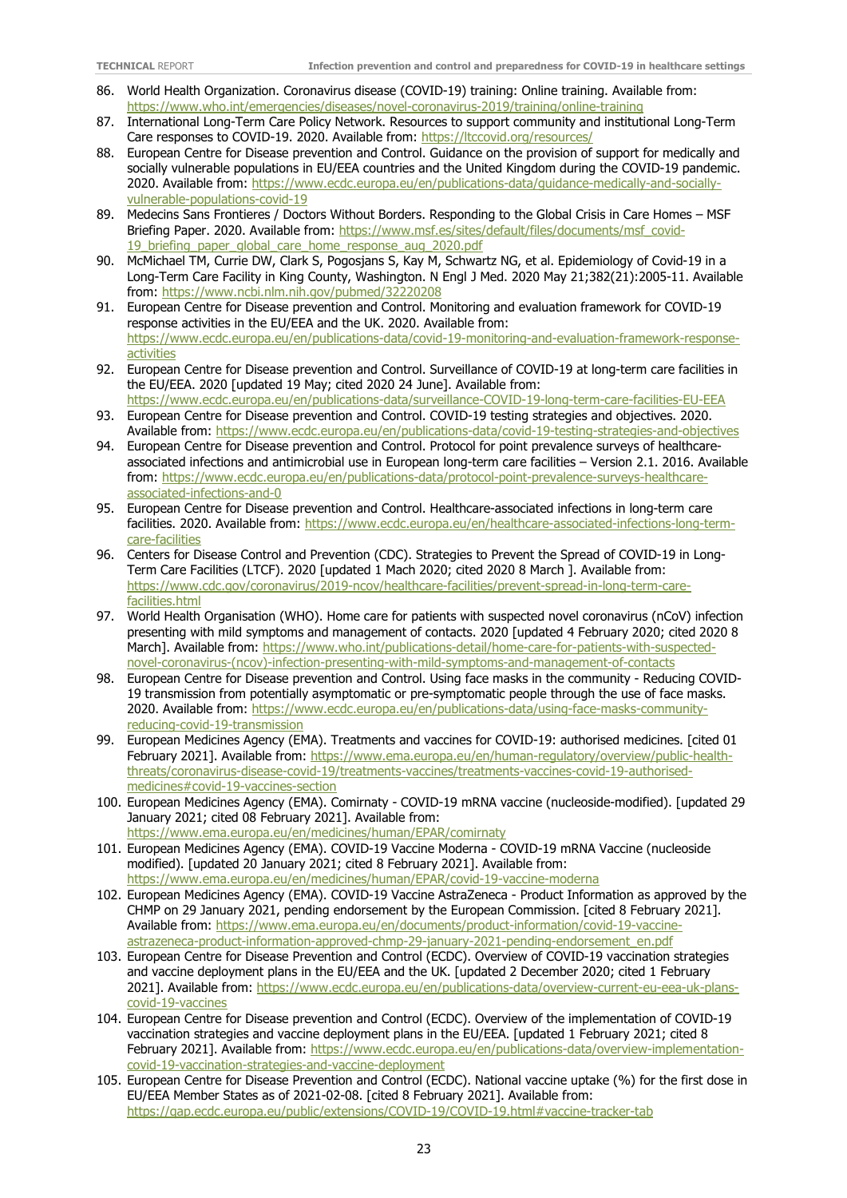86. World Health Organization. Coronavirus disease (COVID-19) training: Online training. Available from: https://www.who.int/emergencies/diseases/novel-coronavirus-2019/training/online-training
87. International Long-Term Care Policy Network. Resources to support community and institutional Long-Term Care responses to COVID-19. 2020. Available from: https://ltccovid.org/resources/
88. European Centre for Disease prevention and Control. Guidance on the provision of support for medically and socially vulnerable populations in EU/EEA countries and the United Kingdom during the COVID-19 pandemic. 2020. Available from: https://www.ecdc.europa.eu/en/publications-data/guidance-medically-and-socially-vulnerable-populations-covid-19
89. Medecins Sans Frontieres / Doctors Without Borders. Responding to the Global Crisis in Care Homes – MSF Briefing Paper. 2020. Available from: https://www.msf.es/sites/default/files/documents/msf_covid-19_briefing_paper_global_care_home_response_aug_2020.pdf
90. McMichael TM, Currie DW, Clark S, Pogosjans S, Kay M, Schwartz NG, et al. Epidemiology of Covid-19 in a Long-Term Care Facility in King County, Washington. N Engl J Med. 2020 May 21;382(21):2005-11. Available from: https://www.ncbi.nlm.nih.gov/pubmed/32220208
91. European Centre for Disease prevention and Control. Monitoring and evaluation framework for COVID-19 response activities in the EU/EEA and the UK. 2020. Available from: https://www.ecdc.europa.eu/en/publications-data/covid-19-monitoring-and-evaluation-framework-response-activities
92. European Centre for Disease prevention and Control. Surveillance of COVID-19 at long-term care facilities in the EU/EEA. 2020 [updated 19 May; cited 2020 24 June]. Available from: https://www.ecdc.europa.eu/en/publications-data/surveillance-COVID-19-long-term-care-facilities-EU-EEA
93. European Centre for Disease prevention and Control. COVID-19 testing strategies and objectives. 2020. Available from: https://www.ecdc.europa.eu/en/publications-data/covid-19-testing-strategies-and-objectives
94. European Centre for Disease prevention and Control. Protocol for point prevalence surveys of healthcare-associated infections and antimicrobial use in European long-term care facilities – Version 2.1. 2016. Available from: https://www.ecdc.europa.eu/en/publications-data/protocol-point-prevalence-surveys-healthcare-associated-infections-and-0
95. European Centre for Disease prevention and Control. Healthcare-associated infections in long-term care facilities. 2020. Available from: https://www.ecdc.europa.eu/en/healthcare-associated-infections-long-term-care-facilities
96. Centers for Disease Control and Prevention (CDC). Strategies to Prevent the Spread of COVID-19 in Long-Term Care Facilities (LTCF). 2020 [updated 1 Mach 2020; cited 2020 8 March ]. Available from: https://www.cdc.gov/coronavirus/2019-ncov/healthcare-facilities/prevent-spread-in-long-term-care-facilities.html
97. World Health Organisation (WHO). Home care for patients with suspected novel coronavirus (nCoV) infection presenting with mild symptoms and management of contacts. 2020 [updated 4 February 2020; cited 2020 8 March]. Available from: https://www.who.int/publications-detail/home-care-for-patients-with-suspected-novel-coronavirus-(ncov)-infection-presenting-with-mild-symptoms-and-management-of-contacts
98. European Centre for Disease prevention and Control. Using face masks in the community - Reducing COVID-19 transmission from potentially asymptomatic or pre-symptomatic people through the use of face masks. 2020. Available from: https://www.ecdc.europa.eu/en/publications-data/using-face-masks-community-reducing-covid-19-transmission
99. European Medicines Agency (EMA). Treatments and vaccines for COVID-19: authorised medicines. [cited 01 February 2021]. Available from: https://www.ema.europa.eu/en/human-regulatory/overview/public-health-threats/coronavirus-disease-covid-19/treatments-vaccines/treatments-vaccines-covid-19-authorised-medicines#covid-19-vaccines-section
100. European Medicines Agency (EMA). Comirnaty - COVID-19 mRNA vaccine (nucleoside-modified). [updated 29 January 2021; cited 08 February 2021]. Available from: https://www.ema.europa.eu/en/medicines/human/EPAR/comirnaty
101. European Medicines Agency (EMA). COVID-19 Vaccine Moderna - COVID-19 mRNA Vaccine (nucleoside modified). [updated 20 January 2021; cited 8 February 2021]. Available from: https://www.ema.europa.eu/en/medicines/human/EPAR/covid-19-vaccine-moderna
102. European Medicines Agency (EMA). COVID-19 Vaccine AstraZeneca - Product Information as approved by the CHMP on 29 January 2021, pending endorsement by the European Commission. [cited 8 February 2021]. Available from: https://www.ema.europa.eu/en/documents/product-information/covid-19-vaccine-astrazeneca-product-information-approved-chmp-29-january-2021-pending-endorsement_en.pdf
103. European Centre for Disease Prevention and Control (ECDC). Overview of COVID-19 vaccination strategies and vaccine deployment plans in the EU/EEA and the UK. [updated 2 December 2020; cited 1 February 2021]. Available from: https://www.ecdc.europa.eu/en/publications-data/overview-current-eu-eea-uk-plans-covid-19-vaccines
104. European Centre for Disease prevention and Control (ECDC). Overview of the implementation of COVID-19 vaccination strategies and vaccine deployment plans in the EU/EEA. [updated 1 February 2021; cited 8 February 2021]. Available from: https://www.ecdc.europa.eu/en/publications-data/overview-implementation-covid-19-vaccination-strategies-and-vaccine-deployment
105. European Centre for Disease Prevention and Control (ECDC). National vaccine uptake (%) for the first dose in EU/EEA Member States as of 2021-02-08. [cited 8 February 2021]. Available from: https://qap.ecdc.europa.eu/public/extensions/COVID-19/COVID-19.html#vaccine-tracker-tab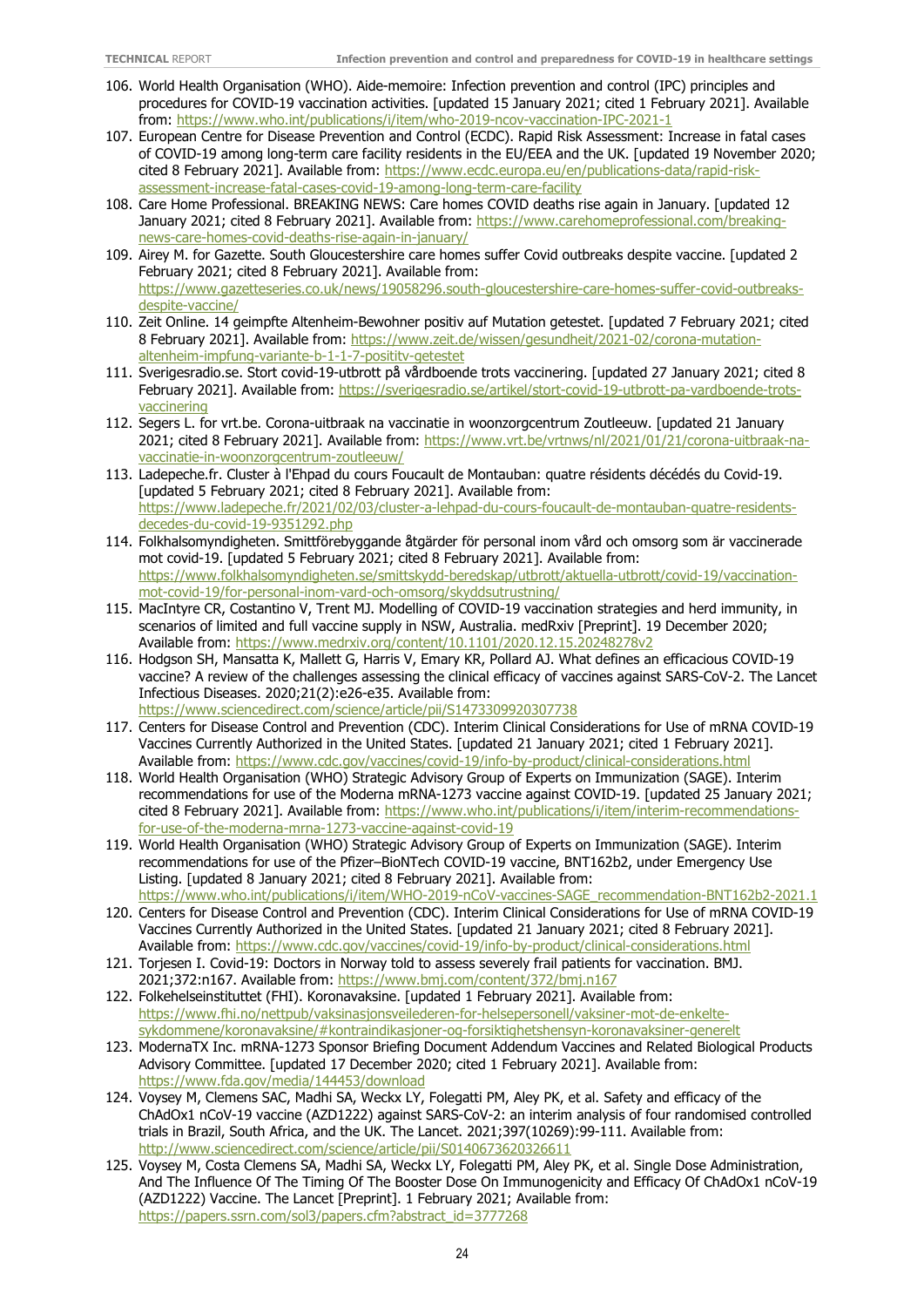106. World Health Organisation (WHO). Aide-memoire: Infection prevention and control (IPC) principles and procedures for COVID-19 vaccination activities. [updated 15 January 2021; cited 1 February 2021]. Available from: https://www.who.int/publications/i/item/who-2019-ncov-vaccination-IPC-2021-1
107. European Centre for Disease Prevention and Control (ECDC). Rapid Risk Assessment: Increase in fatal cases of COVID-19 among long-term care facility residents in the EU/EEA and the UK. [updated 19 November 2020; cited 8 February 2021]. Available from: https://www.ecdc.europa.eu/en/publications-data/rapid-risk-assessment-increase-fatal-cases-covid-19-among-long-term-care-facility
108. Care Home Professional. BREAKING NEWS: Care homes COVID deaths rise again in January. [updated 12 January 2021; cited 8 February 2021]. Available from: https://www.carehomeprofessional.com/breaking-news-care-homes-covid-deaths-rise-again-in-january/
109. Airey M. for Gazette. South Gloucestershire care homes suffer Covid outbreaks despite vaccine. [updated 2 February 2021; cited 8 February 2021]. Available from: https://www.gazetteseries.co.uk/news/19058296.south-gloucestershire-care-homes-suffer-covid-outbreaks-despite-vaccine/
110. Zeit Online. 14 geimpfte Altenheim-Bewohner positiv auf Mutation getestet. [updated 7 February 2021; cited 8 February 2021]. Available from: https://www.zeit.de/wissen/gesundheit/2021-02/corona-mutation-altenheim-impfung-variante-b-1-1-7-positiv-getestet
111. Sverigesradio.se. Stort covid-19-utbrott på vårdboende trots vaccinering. [updated 27 January 2021; cited 8 February 2021]. Available from: https://sverigesradio.se/artikel/stort-covid-19-utbrott-pa-vardboende-trots-vaccinering
112. Segers L. for vrt.be. Corona-uitbraak na vaccinatie in woonzorgcentrum Zoutleeuw. [updated 21 January 2021; cited 8 February 2021]. Available from: https://www.vrt.be/vrtnws/nl/2021/01/21/corona-uitbraak-na-vaccinatie-in-woonzorgcentrum-zoutleeuw/
113. Ladepeche.fr. Cluster à l'Ehpad du cours Foucault de Montauban: quatre résidents décédés du Covid-19. [updated 5 February 2021; cited 8 February 2021]. Available from: https://www.ladepeche.fr/2021/02/03/cluster-a-lehpad-du-cours-foucault-de-montauban-quatre-residents-decedes-du-covid-19-9351292.php
114. Folkhalsomyndigheten. Smittförebyggande åtgärder för personal inom vård och omsorg som är vaccinerade mot covid-19. [updated 5 February 2021; cited 8 February 2021]. Available from: https://www.folkhalsomyndigheten.se/smittskydd-beredskap/utbrott/aktuella-utbrott/covid-19/vaccination-mot-covid-19/for-personal-inom-vard-och-omsorg/skyddsutrustning/
115. MacIntyre CR, Costantino V, Trent MJ. Modelling of COVID-19 vaccination strategies and herd immunity, in scenarios of limited and full vaccine supply in NSW, Australia. medRxiv [Preprint]. 19 December 2020; Available from: https://www.medrxiv.org/content/10.1101/2020.12.15.20248278v2
116. Hodgson SH, Mansatta K, Mallett G, Harris V, Emary KR, Pollard AJ. What defines an efficacious COVID-19 vaccine? A review of the challenges assessing the clinical efficacy of vaccines against SARS-CoV-2. The Lancet Infectious Diseases. 2020;21(2):e26-e35. Available from: https://www.sciencedirect.com/science/article/pii/S1473309920307738
117. Centers for Disease Control and Prevention (CDC). Interim Clinical Considerations for Use of mRNA COVID-19 Vaccines Currently Authorized in the United States. [updated 21 January 2021; cited 1 February 2021]. Available from: https://www.cdc.gov/vaccines/covid-19/info-by-product/clinical-considerations.html
118. World Health Organisation (WHO) Strategic Advisory Group of Experts on Immunization (SAGE). Interim recommendations for use of the Moderna mRNA-1273 vaccine against COVID-19. [updated 25 January 2021; cited 8 February 2021]. Available from: https://www.who.int/publications/i/item/interim-recommendations-for-use-of-the-moderna-mrna-1273-vaccine-against-covid-19
119. World Health Organisation (WHO) Strategic Advisory Group of Experts on Immunization (SAGE). Interim recommendations for use of the Pfizer–BioNTech COVID-19 vaccine, BNT162b2, under Emergency Use Listing. [updated 8 January 2021; cited 8 February 2021]. Available from: https://www.who.int/publications/i/item/WHO-2019-nCoV-vaccines-SAGE_recommendation-BNT162b2-2021.1
120. Centers for Disease Control and Prevention (CDC). Interim Clinical Considerations for Use of mRNA COVID-19 Vaccines Currently Authorized in the United States. [updated 21 January 2021; cited 8 February 2021]. Available from: https://www.cdc.gov/vaccines/covid-19/info-by-product/clinical-considerations.html
121. Torjesen I. Covid-19: Doctors in Norway told to assess severely frail patients for vaccination. BMJ. 2021;372:n167. Available from: https://www.bmj.com/content/372/bmj.n167
122. Folkehelseinstituttet (FHI). Koronavaksine. [updated 1 February 2021]. Available from: https://www.fhi.no/nettpub/vaksinasjonsveilederen-for-helsepersonell/vaksiner-mot-de-enkelte-sykdommene/koronavaksine/#kontraindikasjoner-og-forsiktighetshensyn-koronavaksiner-generelt
123. ModernaTX Inc. mRNA-1273 Sponsor Briefing Document Addendum Vaccines and Related Biological Products Advisory Committee. [updated 17 December 2020; cited 1 February 2021]. Available from: https://www.fda.gov/media/144453/download
124. Voysey M, Clemens SAC, Madhi SA, Weckx LY, Folegatti PM, Aley PK, et al. Safety and efficacy of the ChAdOx1 nCoV-19 vaccine (AZD1222) against SARS-CoV-2: an interim analysis of four randomised controlled trials in Brazil, South Africa, and the UK. The Lancet. 2021;397(10269):99-111. Available from: http://www.sciencedirect.com/science/article/pii/S0140673620326611
125. Voysey M, Costa Clemens SA, Madhi SA, Weckx LY, Folegatti PM, Aley PK, et al. Single Dose Administration, And The Influence Of The Timing Of The Booster Dose On Immunogenicity and Efficacy Of ChAdOx1 nCoV-19 (AZD1222) Vaccine. The Lancet [Preprint]. 1 February 2021; Available from: https://papers.ssrn.com/sol3/papers.cfm?abstract_id=3777268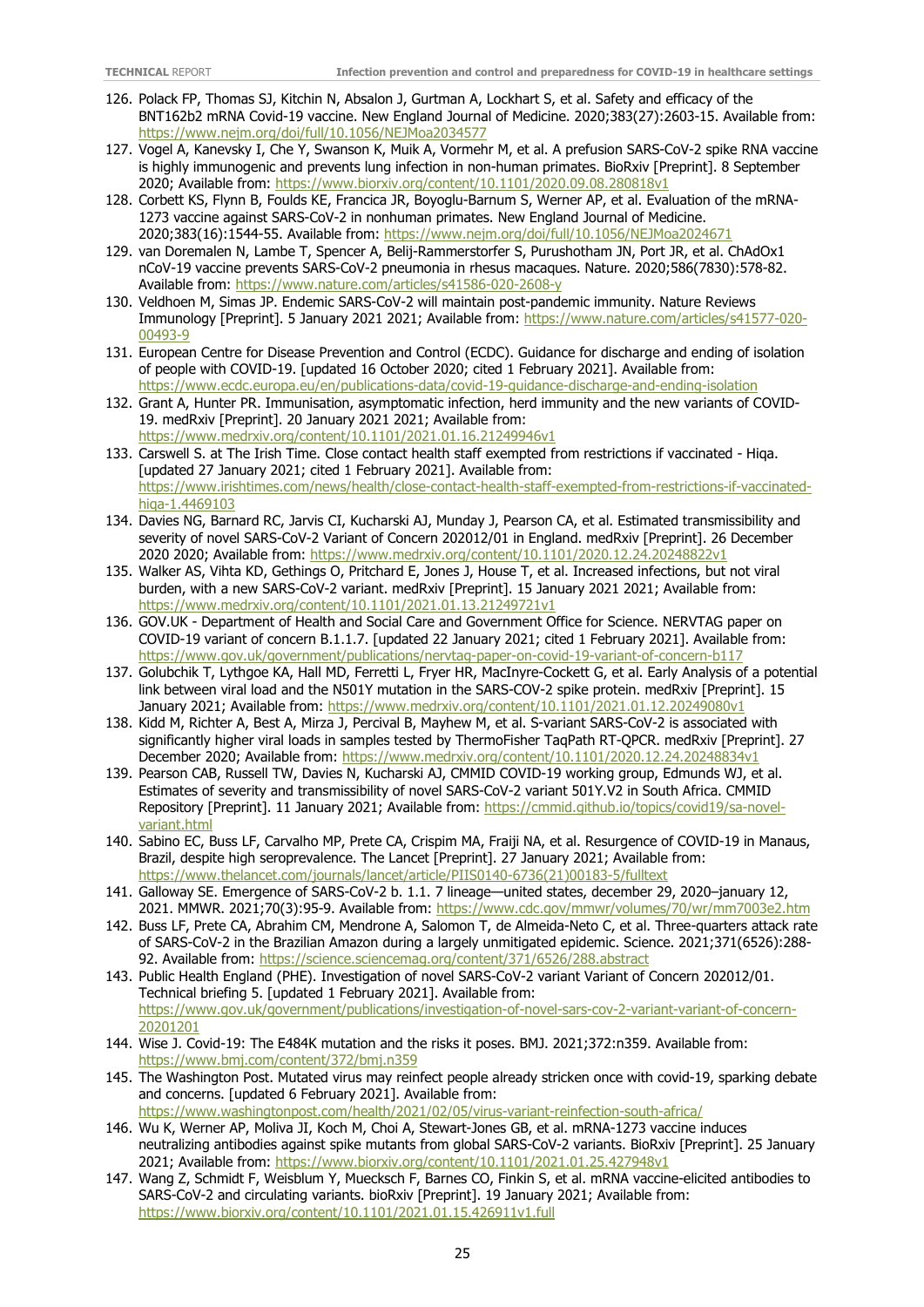126. Polack FP, Thomas SJ, Kitchin N, Absalon J, Gurtman A, Lockhart S, et al. Safety and efficacy of the BNT162b2 mRNA Covid-19 vaccine. New England Journal of Medicine. 2020;383(27):2603-15. Available from: https://www.nejm.org/doi/full/10.1056/NEJMoa2034577
127. Vogel A, Kanevsky I, Che Y, Swanson K, Muik A, Vormehr M, et al. A prefusion SARS-CoV-2 spike RNA vaccine is highly immunogenic and prevents lung infection in non-human primates. BioRxiv [Preprint]. 8 September 2020; Available from: https://www.biorxiv.org/content/10.1101/2020.09.08.280818v1
128. Corbett KS, Flynn B, Foulds KE, Francica JR, Boyoglu-Barnum S, Werner AP, et al. Evaluation of the mRNA-1273 vaccine against SARS-CoV-2 in nonhuman primates. New England Journal of Medicine. 2020;383(16):1544-55. Available from: https://www.nejm.org/doi/full/10.1056/NEJMoa2024671
129. van Doremalen N, Lambe T, Spencer A, Belij-Rammerstorfer S, Purushotham JN, Port JR, et al. ChAdOx1 nCoV-19 vaccine prevents SARS-CoV-2 pneumonia in rhesus macaques. Nature. 2020;586(7830):578-82. Available from: https://www.nature.com/articles/s41586-020-2608-y
130. Veldhoen M, Simas JP. Endemic SARS-CoV-2 will maintain post-pandemic immunity. Nature Reviews Immunology [Preprint]. 5 January 2021 2021; Available from: https://www.nature.com/articles/s41577-020-00493-9
131. European Centre for Disease Prevention and Control (ECDC). Guidance for discharge and ending of isolation of people with COVID-19. [updated 16 October 2020; cited 1 February 2021]. Available from: https://www.ecdc.europa.eu/en/publications-data/covid-19-guidance-discharge-and-ending-isolation
132. Grant A, Hunter PR. Immunisation, asymptomatic infection, herd immunity and the new variants of COVID-19. medRxiv [Preprint]. 20 January 2021 2021; Available from: https://www.medrxiv.org/content/10.1101/2021.01.16.21249946v1
133. Carswell S. at The Irish Time. Close contact health staff exempted from restrictions if vaccinated - Hiqa. [updated 27 January 2021; cited 1 February 2021]. Available from: https://www.irishtimes.com/news/health/close-contact-health-staff-exempted-from-restrictions-if-vaccinated-hiqa-1.4469103
134. Davies NG, Barnard RC, Jarvis CI, Kucharski AJ, Munday J, Pearson CA, et al. Estimated transmissibility and severity of novel SARS-CoV-2 Variant of Concern 202012/01 in England. medRxiv [Preprint]. 26 December 2020 2020; Available from: https://www.medrxiv.org/content/10.1101/2020.12.24.20248822v1
135. Walker AS, Vihta KD, Gethings O, Pritchard E, Jones J, House T, et al. Increased infections, but not viral burden, with a new SARS-CoV-2 variant. medRxiv [Preprint]. 15 January 2021 2021; Available from: https://www.medrxiv.org/content/10.1101/2021.01.13.21249721v1
136. GOV.UK - Department of Health and Social Care and Government Office for Science. NERVTAG paper on COVID-19 variant of concern B.1.1.7. [updated 22 January 2021; cited 1 February 2021]. Available from: https://www.gov.uk/government/publications/nervtag-paper-on-covid-19-variant-of-concern-b117
137. Golubchik T, Lythgoe KA, Hall MD, Ferretti L, Fryer HR, MacInyre-Cockett G, et al. Early Analysis of a potential link between viral load and the N501Y mutation in the SARS-COV-2 spike protein. medRxiv [Preprint]. 15 January 2021; Available from: https://www.medrxiv.org/content/10.1101/2021.01.12.20249080v1
138. Kidd M, Richter A, Best A, Mirza J, Percival B, Mayhew M, et al. S-variant SARS-CoV-2 is associated with significantly higher viral loads in samples tested by ThermoFisher TaqPath RT-QPCR. medRxiv [Preprint]. 27 December 2020; Available from: https://www.medrxiv.org/content/10.1101/2020.12.24.20248834v1
139. Pearson CAB, Russell TW, Davies N, Kucharski AJ, CMMID COVID-19 working group, Edmunds WJ, et al. Estimates of severity and transmissibility of novel SARS-CoV-2 variant 501Y.V2 in South Africa. CMMID Repository [Preprint]. 11 January 2021; Available from: https://cmmid.github.io/topics/covid19/sa-novel-variant.html
140. Sabino EC, Buss LF, Carvalho MP, Prete CA, Crispim MA, Fraiji NA, et al. Resurgence of COVID-19 in Manaus, Brazil, despite high seroprevalence. The Lancet [Preprint]. 27 January 2021; Available from: https://www.thelancet.com/journals/lancet/article/PIIS0140-6736(21)00183-5/fulltext
141. Galloway SE. Emergence of SARS-CoV-2 b. 1.1. 7 lineage—united states, december 29, 2020–january 12, 2021. MMWR. 2021;70(3):95-9. Available from: https://www.cdc.gov/mmwr/volumes/70/wr/mm7003e2.htm
142. Buss LF, Prete CA, Abrahim CM, Mendrone A, Salomon T, de Almeida-Neto C, et al. Three-quarters attack rate of SARS-CoV-2 in the Brazilian Amazon during a largely unmitigated epidemic. Science. 2021;371(6526):288-92. Available from: https://science.sciencemag.org/content/371/6526/288.abstract
143. Public Health England (PHE). Investigation of novel SARS-CoV-2 variant Variant of Concern 202012/01. Technical briefing 5. [updated 1 February 2021]. Available from: https://www.gov.uk/government/publications/investigation-of-novel-sars-cov-2-variant-variant-of-concern-20201201
144. Wise J. Covid-19: The E484K mutation and the risks it poses. BMJ. 2021;372:n359. Available from: https://www.bmj.com/content/372/bmj.n359
145. The Washington Post. Mutated virus may reinfect people already stricken once with covid-19, sparking debate and concerns. [updated 6 February 2021]. Available from: https://www.washingtonpost.com/health/2021/02/05/virus-variant-reinfection-south-africa/
146. Wu K, Werner AP, Moliva JI, Koch M, Choi A, Stewart-Jones GB, et al. mRNA-1273 vaccine induces neutralizing antibodies against spike mutants from global SARS-CoV-2 variants. BioRxiv [Preprint]. 25 January 2021; Available from: https://www.biorxiv.org/content/10.1101/2021.01.25.427948v1
147. Wang Z, Schmidt F, Weisblum Y, Muecksch F, Barnes CO, Finkin S, et al. mRNA vaccine-elicited antibodies to SARS-CoV-2 and circulating variants. bioRxiv [Preprint]. 19 January 2021; Available from: https://www.biorxiv.org/content/10.1101/2021.01.15.426911v1.full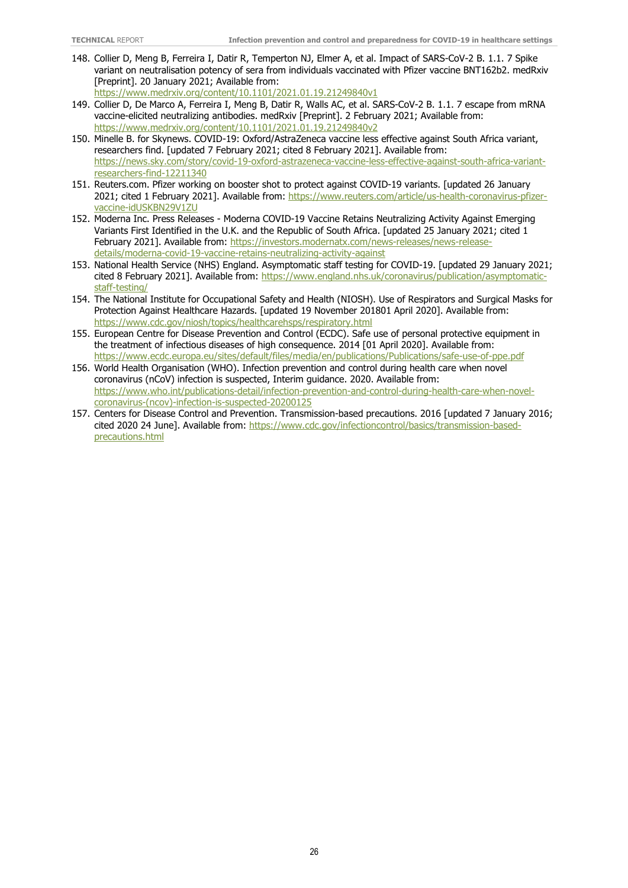148. Collier D, Meng B, Ferreira I, Datir R, Temperton NJ, Elmer A, et al. Impact of SARS-CoV-2 B. 1.1. 7 Spike variant on neutralisation potency of sera from individuals vaccinated with Pfizer vaccine BNT162b2. medRxiv [Preprint]. 20 January 2021; Available from: https://www.medrxiv.org/content/10.1101/2021.01.19.21249840v1
149. Collier D, De Marco A, Ferreira I, Meng B, Datir R, Walls AC, et al. SARS-CoV-2 B. 1.1. 7 escape from mRNA vaccine-elicited neutralizing antibodies. medRxiv [Preprint]. 2 February 2021; Available from: https://www.medrxiv.org/content/10.1101/2021.01.19.21249840v2
150. Minelle B. for Skynews. COVID-19: Oxford/AstraZeneca vaccine less effective against South Africa variant, researchers find. [updated 7 February 2021; cited 8 February 2021]. Available from: https://news.sky.com/story/covid-19-oxford-astrazeneca-vaccine-less-effective-against-south-africa-variant-researchers-find-12211340
151. Reuters.com. Pfizer working on booster shot to protect against COVID-19 variants. [updated 26 January 2021; cited 1 February 2021]. Available from: https://www.reuters.com/article/us-health-coronavirus-pfizer-vaccine-idUSKBN29V1ZU
152. Moderna Inc. Press Releases - Moderna COVID-19 Vaccine Retains Neutralizing Activity Against Emerging Variants First Identified in the U.K. and the Republic of South Africa. [updated 25 January 2021; cited 1 February 2021]. Available from: https://investors.modernatx.com/news-releases/news-release-details/moderna-covid-19-vaccine-retains-neutralizing-activity-against
153. National Health Service (NHS) England. Asymptomatic staff testing for COVID-19. [updated 29 January 2021; cited 8 February 2021]. Available from: https://www.england.nhs.uk/coronavirus/publication/asymptomatic-staff-testing/
154. The National Institute for Occupational Safety and Health (NIOSH). Use of Respirators and Surgical Masks for Protection Against Healthcare Hazards. [updated 19 November 201801 April 2020]. Available from: https://www.cdc.gov/niosh/topics/healthcarehsps/respiratory.html
155. European Centre for Disease Prevention and Control (ECDC). Safe use of personal protective equipment in the treatment of infectious diseases of high consequence. 2014 [01 April 2020]. Available from: https://www.ecdc.europa.eu/sites/default/files/media/en/publications/Publications/safe-use-of-ppe.pdf
156. World Health Organisation (WHO). Infection prevention and control during health care when novel coronavirus (nCoV) infection is suspected, Interim guidance. 2020. Available from: https://www.who.int/publications-detail/infection-prevention-and-control-during-health-care-when-novel-coronavirus-(ncov)-infection-is-suspected-20200125
157. Centers for Disease Control and Prevention. Transmission-based precautions. 2016 [updated 7 January 2016; cited 2020 24 June]. Available from: https://www.cdc.gov/infectioncontrol/basics/transmission-based-precautions.html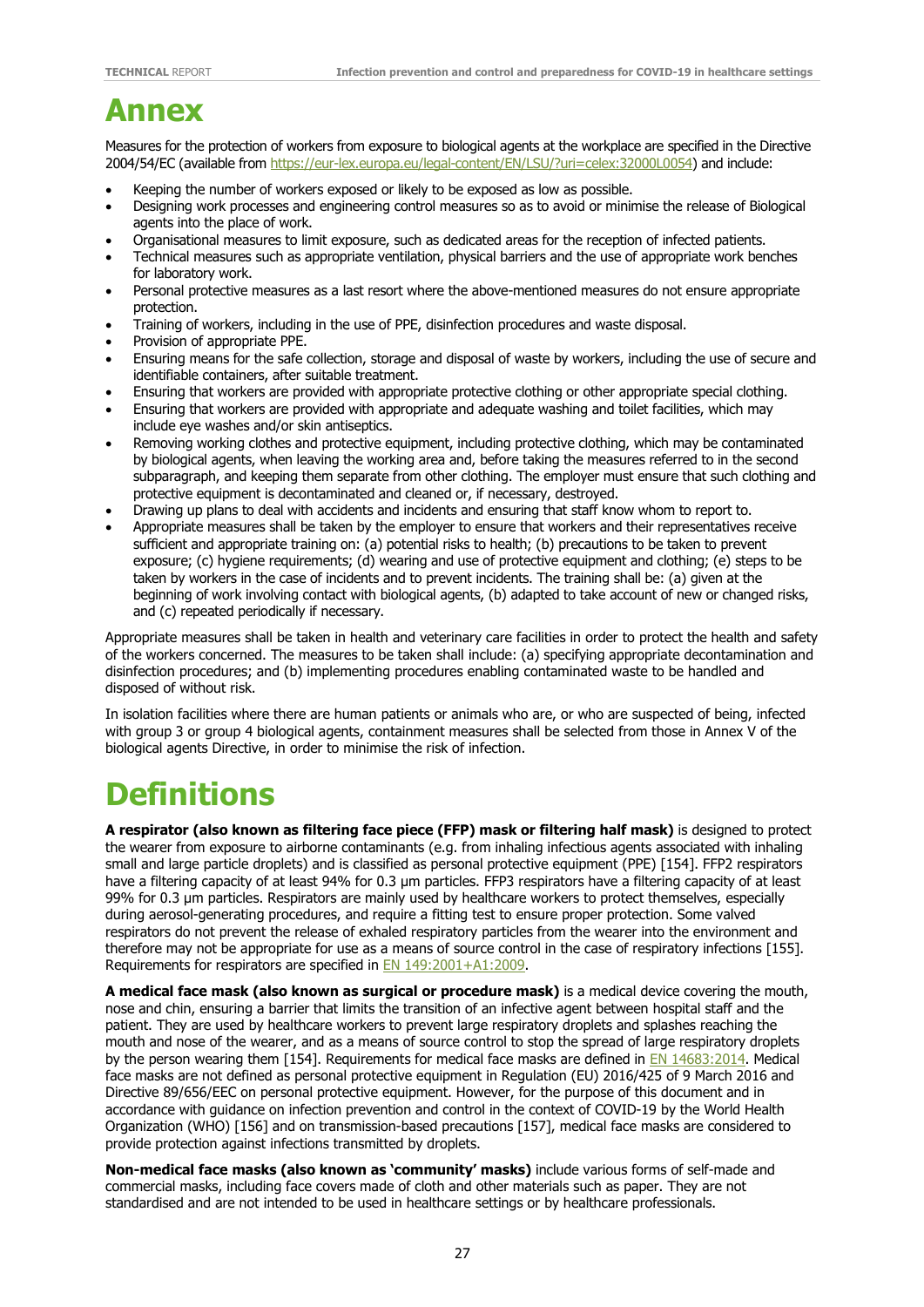# Annex

Measures for the protection of workers from exposure to biological agents at the workplace are specified in the Directive 2004/54/EC (available from https://eur-lex.europa.eu/legal-content/EN/LSU/?uri=celex:32000L0054) and include:

- Keeping the number of workers exposed or likely to be exposed as low as possible.
- Designing work processes and engineering control measures so as to avoid or minimise the release of Biological agents into the place of work.
- Organisational measures to limit exposure, such as dedicated areas for the reception of infected patients.
- Technical measures such as appropriate ventilation, physical barriers and the use of appropriate work benches for laboratory work.
- Personal protective measures as a last resort where the above-mentioned measures do not ensure appropriate protection.
- Training of workers, including in the use of PPE, disinfection procedures and waste disposal.
- Provision of appropriate PPE.
- Ensuring means for the safe collection, storage and disposal of waste by workers, including the use of secure and identifiable containers, after suitable treatment.
- Ensuring that workers are provided with appropriate protective clothing or other appropriate special clothing.
- Ensuring that workers are provided with appropriate and adequate washing and toilet facilities, which may include eye washes and/or skin antiseptics.
- Removing working clothes and protective equipment, including protective clothing, which may be contaminated by biological agents, when leaving the working area and, before taking the measures referred to in the second subparagraph, and keeping them separate from other clothing. The employer must ensure that such clothing and protective equipment is decontaminated and cleaned or, if necessary, destroyed.
- Drawing up plans to deal with accidents and incidents and ensuring that staff know whom to report to.
- Appropriate measures shall be taken by the employer to ensure that workers and their representatives receive sufficient and appropriate training on: (a) potential risks to health; (b) precautions to be taken to prevent exposure; (c) hygiene requirements; (d) wearing and use of protective equipment and clothing; (e) steps to be taken by workers in the case of incidents and to prevent incidents. The training shall be: (a) given at the beginning of work involving contact with biological agents, (b) adapted to take account of new or changed risks, and (c) repeated periodically if necessary.

Appropriate measures shall be taken in health and veterinary care facilities in order to protect the health and safety of the workers concerned. The measures to be taken shall include: (a) specifying appropriate decontamination and disinfection procedures; and (b) implementing procedures enabling contaminated waste to be handled and disposed of without risk.

In isolation facilities where there are human patients or animals who are, or who are suspected of being, infected with group 3 or group 4 biological agents, containment measures shall be selected from those in Annex V of the biological agents Directive, in order to minimise the risk of infection.

# Definitions

**A respirator (also known as filtering face piece (FFP) mask or filtering half mask)** is designed to protect the wearer from exposure to airborne contaminants (e.g. from inhaling infectious agents associated with inhaling small and large particle droplets) and is classified as personal protective equipment (PPE) [154]. FFP2 respirators have a filtering capacity of at least 94% for 0.3 µm particles. FFP3 respirators have a filtering capacity of at least 99% for 0.3 µm particles. Respirators are mainly used by healthcare workers to protect themselves, especially during aerosol-generating procedures, and require a fitting test to ensure proper protection. Some valved respirators do not prevent the release of exhaled respiratory particles from the wearer into the environment and therefore may not be appropriate for use as a means of source control in the case of respiratory infections [155]. Requirements for respirators are specified in EN 149:2001+A1:2009.

**A medical face mask (also known as surgical or procedure mask)** is a medical device covering the mouth, nose and chin, ensuring a barrier that limits the transition of an infective agent between hospital staff and the patient. They are used by healthcare workers to prevent large respiratory droplets and splashes reaching the mouth and nose of the wearer, and as a means of source control to stop the spread of large respiratory droplets by the person wearing them [154]. Requirements for medical face masks are defined in EN 14683:2014. Medical face masks are not defined as personal protective equipment in Regulation (EU) 2016/425 of 9 March 2016 and Directive 89/656/EEC on personal protective equipment. However, for the purpose of this document and in accordance with guidance on infection prevention and control in the context of COVID-19 by the World Health Organization (WHO) [156] and on transmission-based precautions [157], medical face masks are considered to provide protection against infections transmitted by droplets.

**Non-medical face masks (also known as 'community' masks)** include various forms of self-made and commercial masks, including face covers made of cloth and other materials such as paper. They are not standardised and are not intended to be used in healthcare settings or by healthcare professionals.